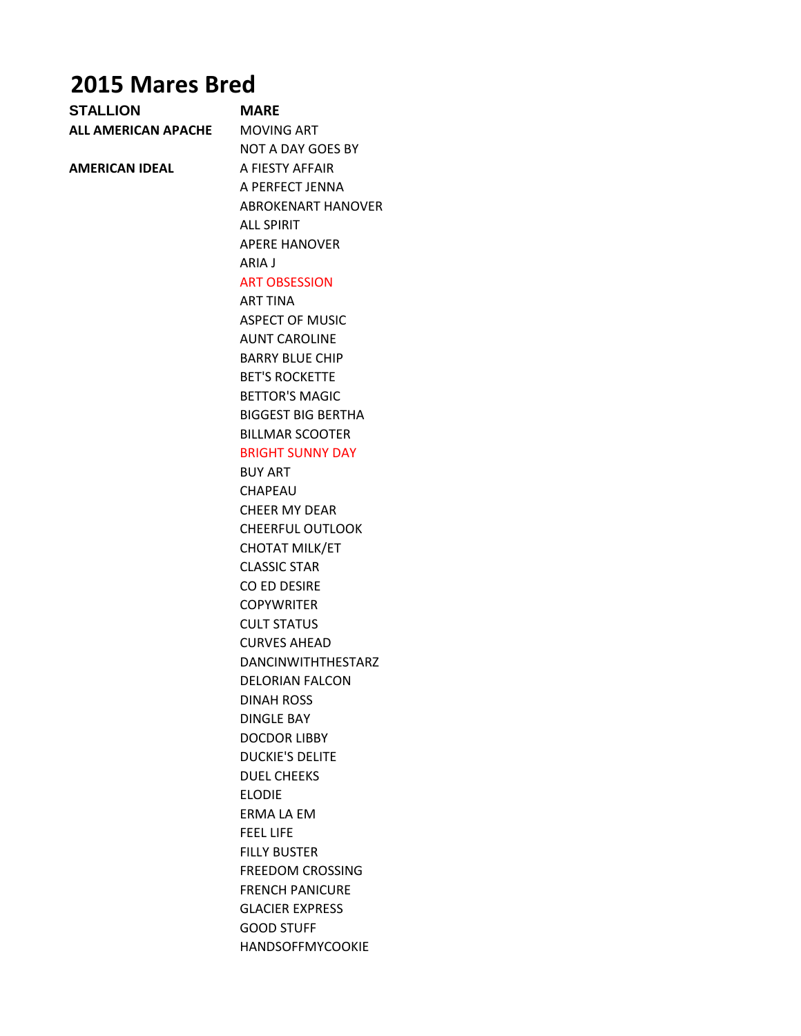# 2015 Mares Bred

| STALLION | MARE |
|---|---|
| ALL AMERICAN APACHE | MOVING ART |
| | NOT A DAY GOES BY |
| AMERICAN IDEAL | A FIESTY AFFAIR |
| | A PERFECT JENNA |
| | ABROKENART HANOVER |
| | ALL SPIRIT |
| | APERE HANOVER |
| | ARIA J |
| | ART OBSESSION |
| | ART TINA |
| | ASPECT OF MUSIC |
| | AUNT CAROLINE |
| | BARRY BLUE CHIP |
| | BET'S ROCKETTE |
| | BETTOR'S MAGIC |
| | BIGGEST BIG BERTHA |
| | BILLMAR SCOOTER |
| | BRIGHT SUNNY DAY |
| | BUY ART |
| | CHAPEAU |
| | CHEER MY DEAR |
| | CHEERFUL OUTLOOK |
| | CHOTAT MILK/ET |
| | CLASSIC STAR |
| | CO ED DESIRE |
| | COPYWRITER |
| | CULT STATUS |
| | CURVES AHEAD |
| | DANCINWITHTHESTARZ |
| | DELORIAN FALCON |
| | DINAH ROSS |
| | DINGLE BAY |
| | DOCDOR LIBBY |
| | DUCKIE'S DELITE |
| | DUEL CHEEKS |
| | ELODIE |
| | ERMA LA EM |
| | FEEL LIFE |
| | FILLY BUSTER |
| | FREEDOM CROSSING |
| | FRENCH PANICURE |
| | GLACIER EXPRESS |
| | GOOD STUFF |
| | HANDSOFFMYCOOKIE |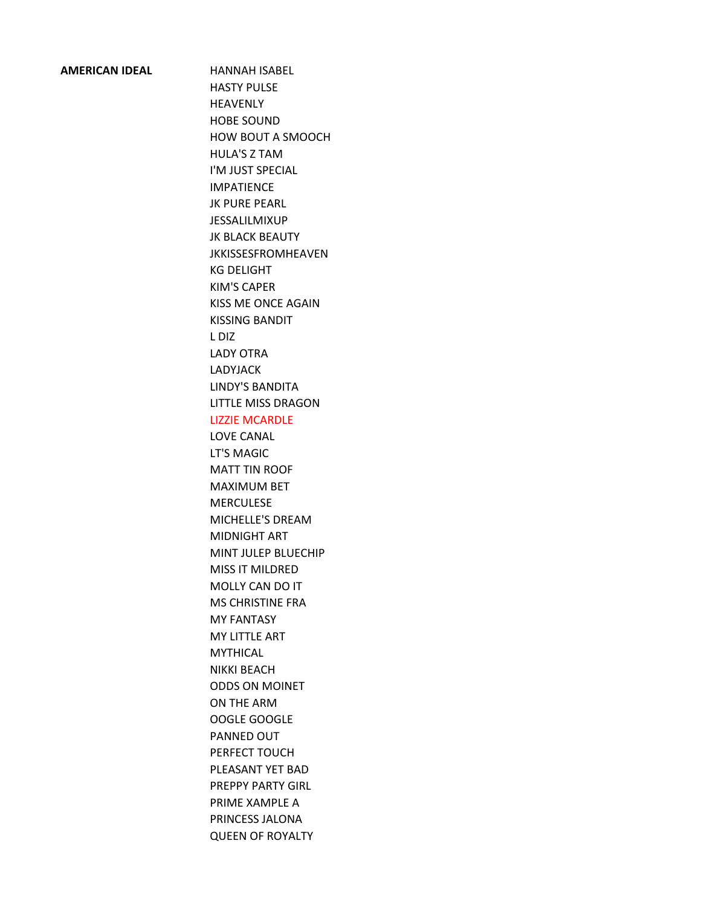| | |
|---|---|
| **AMERICAN IDEAL** | HANNAH ISABEL |
| | HASTY PULSE |
| | HEAVENLY |
| | HOBE SOUND |
| | HOW BOUT A SMOOCH |
| | HULA'S Z TAM |
| | I'M JUST SPECIAL |
| | IMPATIENCE |
| | JK PURE PEARL |
| | JESSALILMIXUP |
| | JK BLACK BEAUTY |
| | JKKISSESFROMHEAVEN |
| | KG DELIGHT |
| | KIM'S CAPER |
| | KISS ME ONCE AGAIN |
| | KISSING BANDIT |
| | L DIZ |
| | LADY OTRA |
| | LADYJACK |
| | LINDY'S BANDITA |
| | LITTLE MISS DRAGON |
| | LIZZIE MCARDLE |
| | LOVE CANAL |
| | LT'S MAGIC |
| | MATT TIN ROOF |
| | MAXIMUM BET |
| | MERCULESE |
| | MICHELLE'S DREAM |
| | MIDNIGHT ART |
| | MINT JULEP BLUECHIP |
| | MISS IT MILDRED |
| | MOLLY CAN DO IT |
| | MS CHRISTINE FRA |
| | MY FANTASY |
| | MY LITTLE ART |
| | MYTHICAL |
| | NIKKI BEACH |
| | ODDS ON MOINET |
| | ON THE ARM |
| | OOGLE GOOGLE |
| | PANNED OUT |
| | PERFECT TOUCH |
| | PLEASANT YET BAD |
| | PREPPY PARTY GIRL |
| | PRIME XAMPLE A |
| | PRINCESS JALONA |
| | QUEEN OF ROYALTY |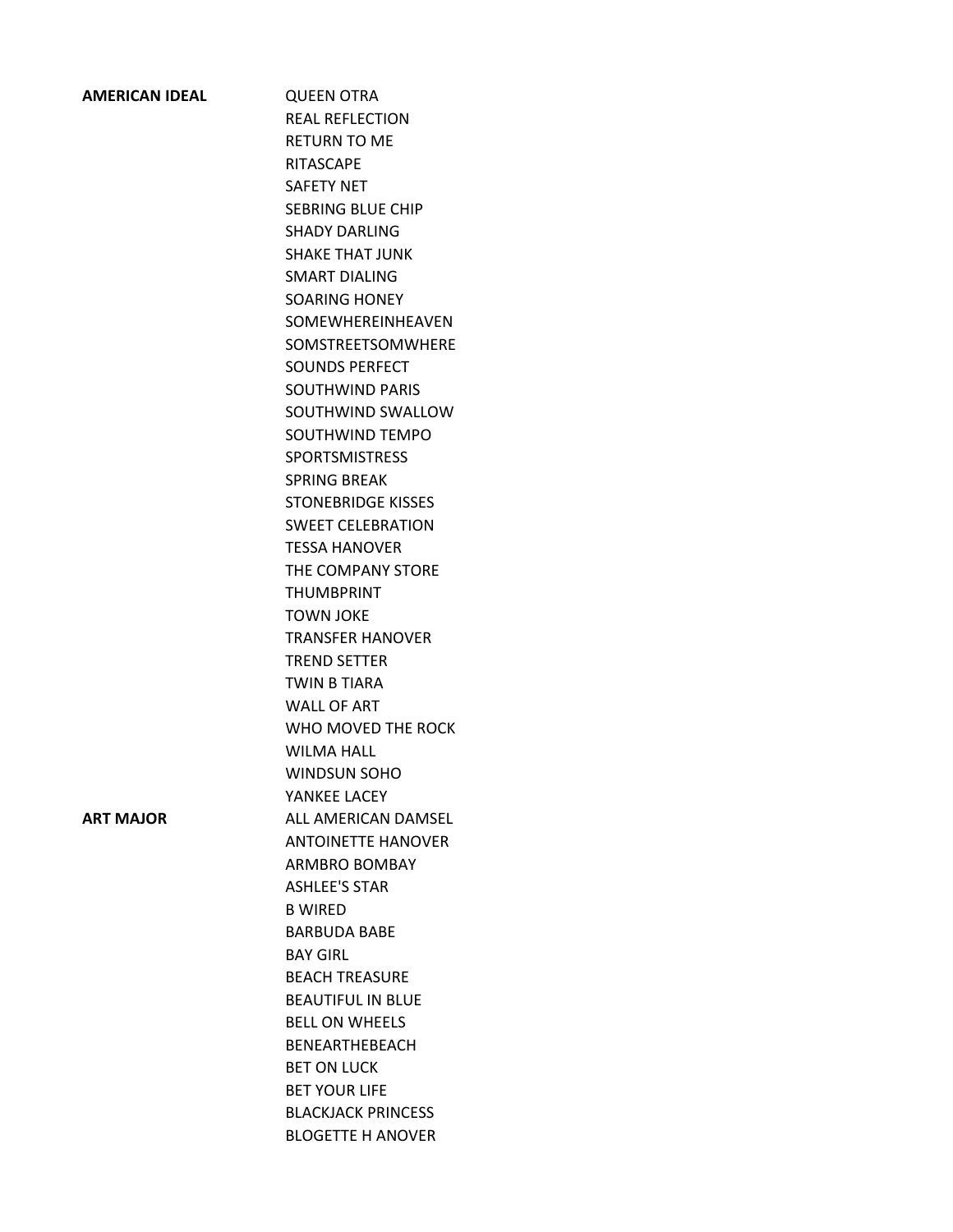| | |
|---|---|
| **AMERICAN IDEAL** | QUEEN OTRA |
| | REAL REFLECTION |
| | RETURN TO ME |
| | RITASCAPE |
| | SAFETY NET |
| | SEBRING BLUE CHIP |
| | SHADY DARLING |
| | SHAKE THAT JUNK |
| | SMART DIALING |
| | SOARING HONEY |
| | SOMEWHEREINHEAVEN |
| | SOMSTREETSOMWHERE |
| | SOUNDS PERFECT |
| | SOUTHWIND PARIS |
| | SOUTHWIND SWALLOW |
| | SOUTHWIND TEMPO |
| | SPORTSMISTRESS |
| | SPRING BREAK |
| | STONEBRIDGE KISSES |
| | SWEET CELEBRATION |
| | TESSA HANOVER |
| | THE COMPANY STORE |
| | THUMBPRINT |
| | TOWN JOKE |
| | TRANSFER HANOVER |
| | TREND SETTER |
| | TWIN B TIARA |
| | WALL OF ART |
| | WHO MOVED THE ROCK |
| | WILMA HALL |
| | WINDSUN SOHO |
| | YANKEE LACEY |
| **ART MAJOR** | ALL AMERICAN DAMSEL |
| | ANTOINETTE HANOVER |
| | ARMBRO BOMBAY |
| | ASHLEE'S STAR |
| | B WIRED |
| | BARBUDA BABE |
| | BAY GIRL |
| | BEACH TREASURE |
| | BEAUTIFUL IN BLUE |
| | BELL ON WHEELS |
| | BENEARTHEBEACH |
| | BET ON LUCK |
| | BET YOUR LIFE |
| | BLACKJACK PRINCESS |
| | BLOGETTE H ANOVER |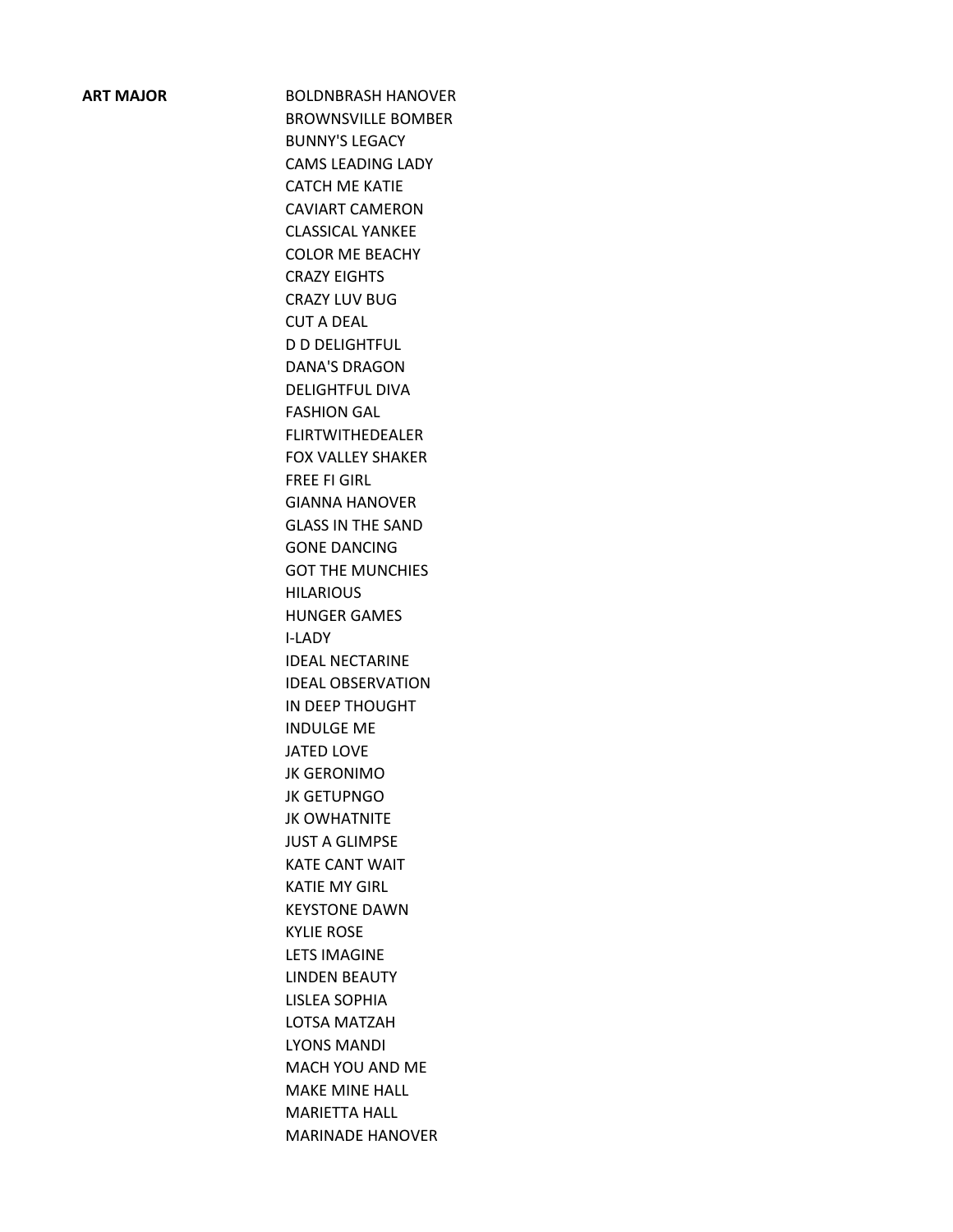| | |
|---|---|
| **ART MAJOR** | BOLDNBRASH HANOVER |
| | BROWNSVILLE BOMBER |
| | BUNNY'S LEGACY |
| | CAMS LEADING LADY |
| | CATCH ME KATIE |
| | CAVIART CAMERON |
| | CLASSICAL YANKEE |
| | COLOR ME BEACHY |
| | CRAZY EIGHTS |
| | CRAZY LUV BUG |
| | CUT A DEAL |
| | D D DELIGHTFUL |
| | DANA'S DRAGON |
| | DELIGHTFUL DIVA |
| | FASHION GAL |
| | FLIRTWITHEDEALER |
| | FOX VALLEY SHAKER |
| | FREE FI GIRL |
| | GIANNA HANOVER |
| | GLASS IN THE SAND |
| | GONE DANCING |
| | GOT THE MUNCHIES |
| | HILARIOUS |
| | HUNGER GAMES |
| | I-LADY |
| | IDEAL NECTARINE |
| | IDEAL OBSERVATION |
| | IN DEEP THOUGHT |
| | INDULGE ME |
| | JATED LOVE |
| | JK GERONIMO |
| | JK GETUPNGO |
| | JK OWHATNITE |
| | JUST A GLIMPSE |
| | KATE CANT WAIT |
| | KATIE MY GIRL |
| | KEYSTONE DAWN |
| | KYLIE ROSE |
| | LETS IMAGINE |
| | LINDEN BEAUTY |
| | LISLEA SOPHIA |
| | LOTSA MATZAH |
| | LYONS MANDI |
| | MACH YOU AND ME |
| | MAKE MINE HALL |
| | MARIETTA HALL |
| | MARINADE HANOVER |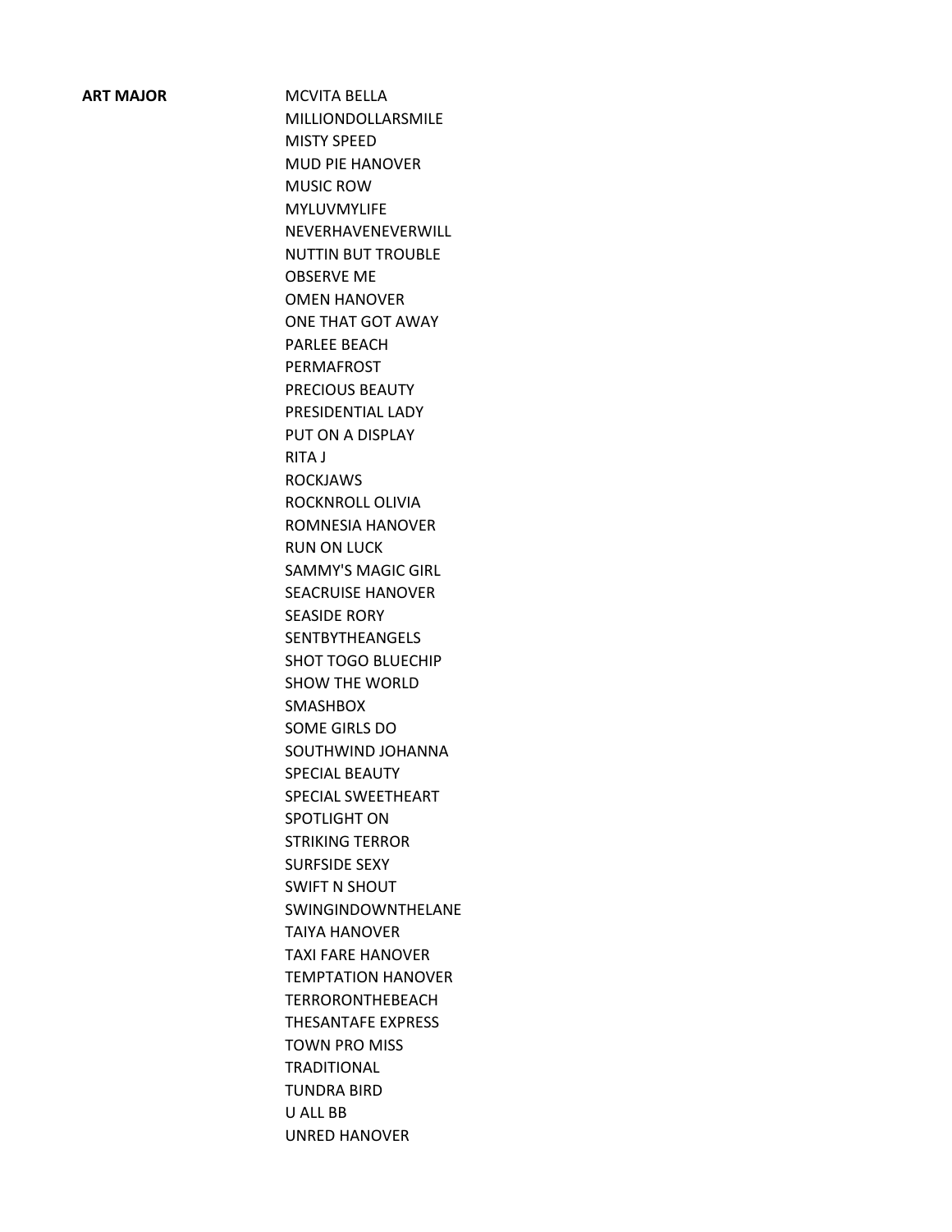| | |
|---|---|
| **ART MAJOR** | MCVITA BELLA |
| | MILLIONDOLLARSMILE |
| | MISTY SPEED |
| | MUD PIE HANOVER |
| | MUSIC ROW |
| | MYLUVMYLIFE |
| | NEVERHAVENEVERWILL |
| | NUTTIN BUT TROUBLE |
| | OBSERVE ME |
| | OMEN HANOVER |
| | ONE THAT GOT AWAY |
| | PARLEE BEACH |
| | PERMAFROST |
| | PRECIOUS BEAUTY |
| | PRESIDENTIAL LADY |
| | PUT ON A DISPLAY |
| | RITA J |
| | ROCKJAWS |
| | ROCKNROLL OLIVIA |
| | ROMNESIA HANOVER |
| | RUN ON LUCK |
| | SAMMY'S MAGIC GIRL |
| | SEACRUISE HANOVER |
| | SEASIDE RORY |
| | SENTBYTHEANGELS |
| | SHOT TOGO BLUECHIP |
| | SHOW THE WORLD |
| | SMASHBOX |
| | SOME GIRLS DO |
| | SOUTHWIND JOHANNA |
| | SPECIAL BEAUTY |
| | SPECIAL SWEETHEART |
| | SPOTLIGHT ON |
| | STRIKING TERROR |
| | SURFSIDE SEXY |
| | SWIFT N SHOUT |
| | SWINGINDOWNTHELANE |
| | TAIYA HANOVER |
| | TAXI FARE HANOVER |
| | TEMPTATION HANOVER |
| | TERRORONTHEBEACH |
| | THESANTAFE EXPRESS |
| | TOWN PRO MISS |
| | TRADITIONAL |
| | TUNDRA BIRD |
| | U ALL BB |
| | UNRED HANOVER |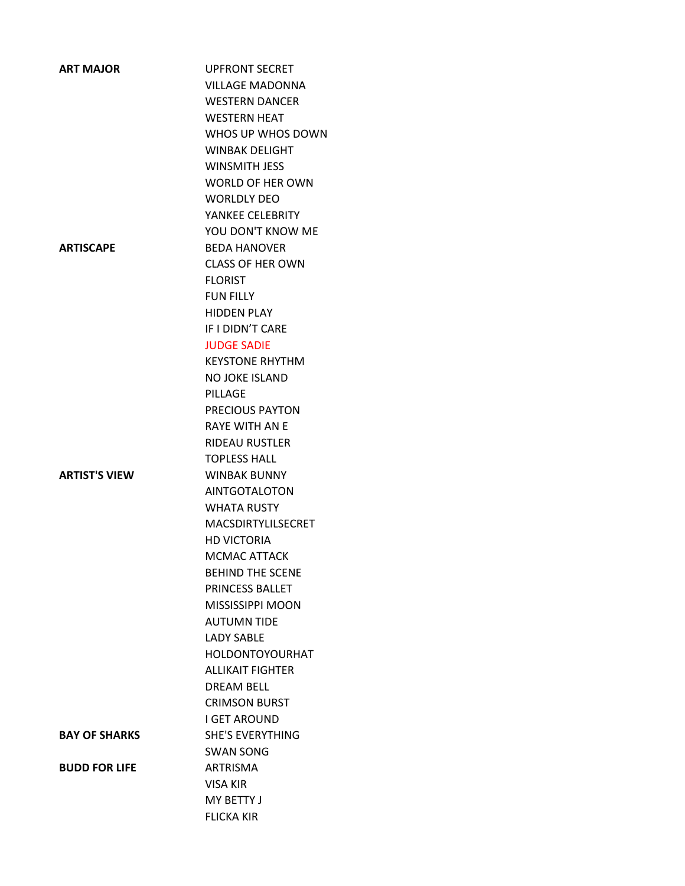| | |
|---|---|
| **ART MAJOR** | UPFRONT SECRET |
| | VILLAGE MADONNA |
| | WESTERN DANCER |
| | WESTERN HEAT |
| | WHOS UP WHOS DOWN |
| | WINBAK DELIGHT |
| | WINSMITH JESS |
| | WORLD OF HER OWN |
| | WORLDLY DEO |
| | YANKEE CELEBRITY |
| | YOU DON'T KNOW ME |
| **ARTISCAPE** | BEDA HANOVER |
| | CLASS OF HER OWN |
| | FLORIST |
| | FUN FILLY |
| | HIDDEN PLAY |
| | IF I DIDN'T CARE |
| | JUDGE SADIE |
| | KEYSTONE RHYTHM |
| | NO JOKE ISLAND |
| | PILLAGE |
| | PRECIOUS PAYTON |
| | RAYE WITH AN E |
| | RIDEAU RUSTLER |
| | TOPLESS HALL |
| **ARTIST'S VIEW** | WINBAK BUNNY |
| | AINTGOTALOTON |
| | WHATA RUSTY |
| | MACSDIRTYLILSECRET |
| | HD VICTORIA |
| | MCMAC ATTACK |
| | BEHIND THE SCENE |
| | PRINCESS BALLET |
| | MISSISSIPPI MOON |
| | AUTUMN TIDE |
| | LADY SABLE |
| | HOLDONTOYOURHAT |
| | ALLIKAIT FIGHTER |
| | DREAM BELL |
| | CRIMSON BURST |
| | I GET AROUND |
| **BAY OF SHARKS** | SHE'S EVERYTHING |
| | SWAN SONG |
| **BUDD FOR LIFE** | ARTRISMA |
| | VISA KIR |
| | MY BETTY J |
| | FLICKA KIR |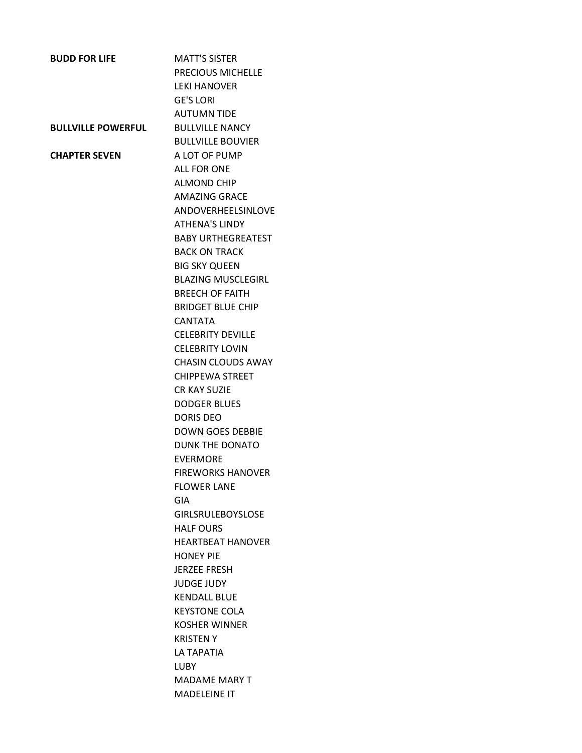| | |
|---|---|
| **BUDD FOR LIFE** | MATT'S SISTER |
| | PRECIOUS MICHELLE |
| | LEKI HANOVER |
| | GE'S LORI |
| | AUTUMN TIDE |
| **BULLVILLE POWERFUL** | BULLVILLE NANCY |
| | BULLVILLE BOUVIER |
| **CHAPTER SEVEN** | A LOT OF PUMP |
| | ALL FOR ONE |
| | ALMOND CHIP |
| | AMAZING GRACE |
| | ANDOVERHEELSINLOVE |
| | ATHENA'S LINDY |
| | BABY URTHEGREATEST |
| | BACK ON TRACK |
| | BIG SKY QUEEN |
| | BLAZING MUSCLEGIRL |
| | BREECH OF FAITH |
| | BRIDGET BLUE CHIP |
| | CANTATA |
| | CELEBRITY DEVILLE |
| | CELEBRITY LOVIN |
| | CHASIN CLOUDS AWAY |
| | CHIPPEWA STREET |
| | CR KAY SUZIE |
| | DODGER BLUES |
| | DORIS DEO |
| | DOWN GOES DEBBIE |
| | DUNK THE DONATO |
| | EVERMORE |
| | FIREWORKS HANOVER |
| | FLOWER LANE |
| | GIA |
| | GIRLSRULEBOYSLOSE |
| | HALF OURS |
| | HEARTBEAT HANOVER |
| | HONEY PIE |
| | JERZEE FRESH |
| | JUDGE JUDY |
| | KENDALL BLUE |
| | KEYSTONE COLA |
| | KOSHER WINNER |
| | KRISTEN Y |
| | LA TAPATIA |
| | LUBY |
| | MADAME MARY T |
| | MADELEINE IT |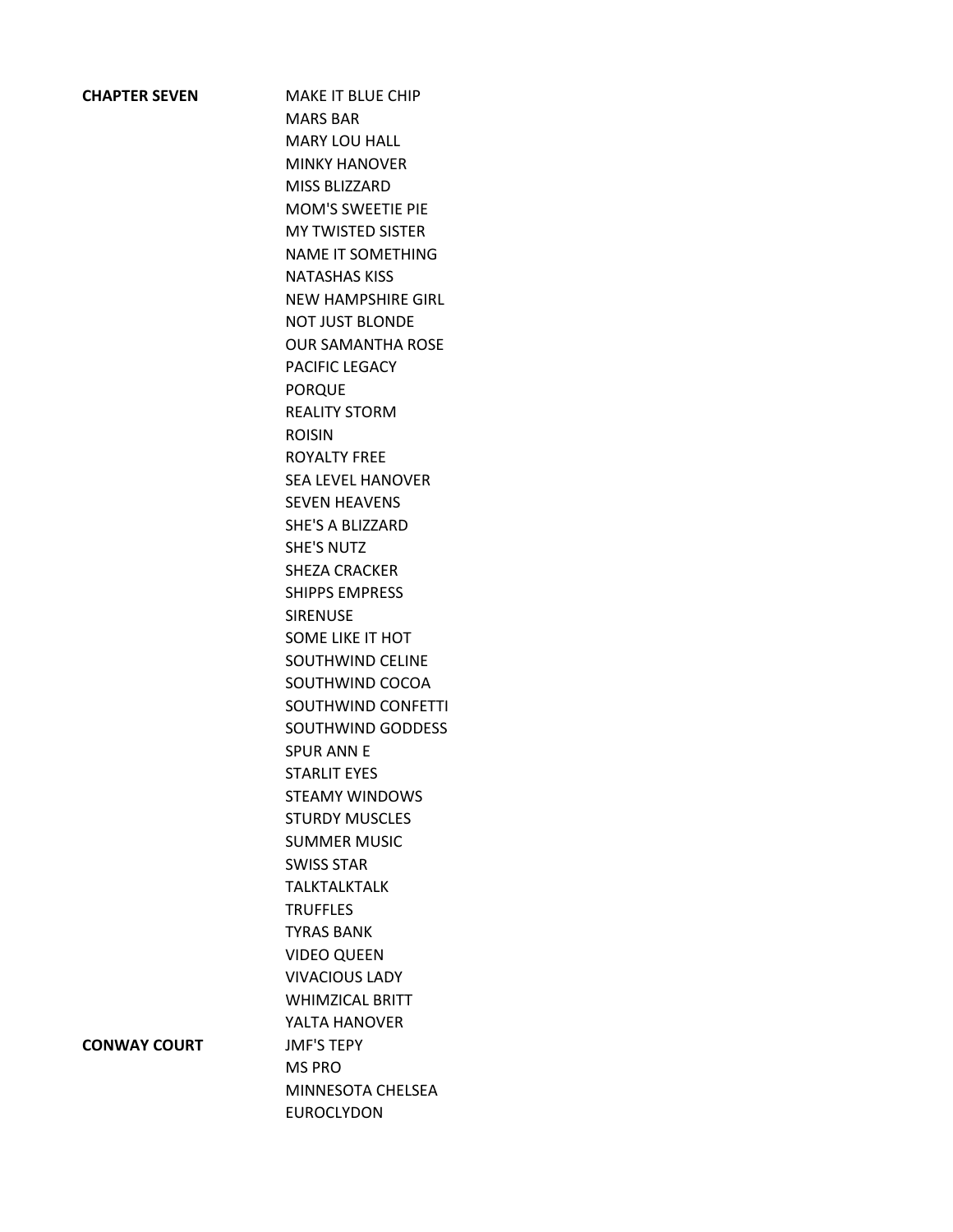| | |
|---|---|
| **CHAPTER SEVEN** | MAKE IT BLUE CHIP |
| | MARS BAR |
| | MARY LOU HALL |
| | MINKY HANOVER |
| | MISS BLIZZARD |
| | MOM'S SWEETIE PIE |
| | MY TWISTED SISTER |
| | NAME IT SOMETHING |
| | NATASHAS KISS |
| | NEW HAMPSHIRE GIRL |
| | NOT JUST BLONDE |
| | OUR SAMANTHA ROSE |
| | PACIFIC LEGACY |
| | PORQUE |
| | REALITY STORM |
| | ROISIN |
| | ROYALTY FREE |
| | SEA LEVEL HANOVER |
| | SEVEN HEAVENS |
| | SHE'S A BLIZZARD |
| | SHE'S NUTZ |
| | SHEZA CRACKER |
| | SHIPPS EMPRESS |
| | SIRENUSE |
| | SOME LIKE IT HOT |
| | SOUTHWIND CELINE |
| | SOUTHWIND COCOA |
| | SOUTHWIND CONFETTI |
| | SOUTHWIND GODDESS |
| | SPUR ANN E |
| | STARLIT EYES |
| | STEAMY WINDOWS |
| | STURDY MUSCLES |
| | SUMMER MUSIC |
| | SWISS STAR |
| | TALKTALKTALK |
| | TRUFFLES |
| | TYRAS BANK |
| | VIDEO QUEEN |
| | VIVACIOUS LADY |
| | WHIMZICAL BRITT |
| | YALTA HANOVER |
| **CONWAY COURT** | JMF'S TEPY |
| | MS PRO |
| | MINNESOTA CHELSEA |
| | EUROCLYDON |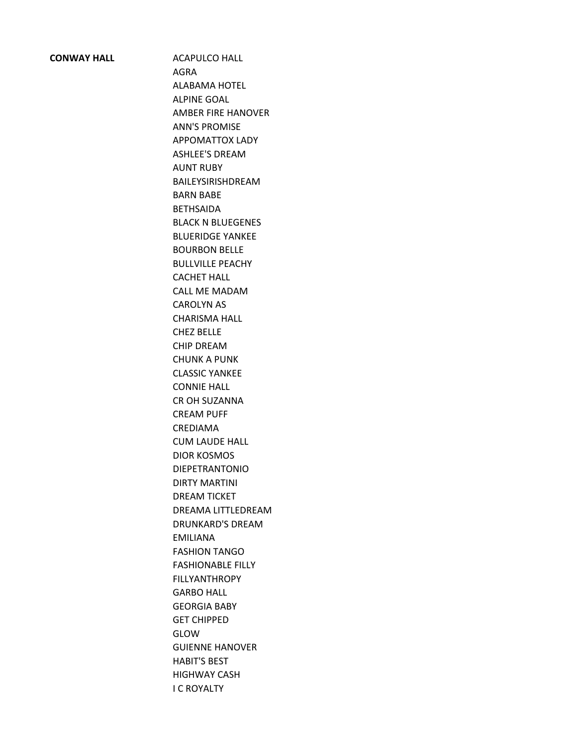| | |
|---|---|
| **CONWAY HALL** | ACAPULCO HALL |
| | AGRA |
| | ALABAMA HOTEL |
| | ALPINE GOAL |
| | AMBER FIRE HANOVER |
| | ANN'S PROMISE |
| | APPOMATTOX LADY |
| | ASHLEE'S DREAM |
| | AUNT RUBY |
| | BAILEYSIRISHDREAM |
| | BARN BABE |
| | BETHSAIDA |
| | BLACK N BLUEGENES |
| | BLUERIDGE YANKEE |
| | BOURBON BELLE |
| | BULLVILLE PEACHY |
| | CACHET HALL |
| | CALL ME MADAM |
| | CAROLYN AS |
| | CHARISMA HALL |
| | CHEZ BELLE |
| | CHIP DREAM |
| | CHUNK A PUNK |
| | CLASSIC YANKEE |
| | CONNIE HALL |
| | CR OH SUZANNA |
| | CREAM PUFF |
| | CREDIAMA |
| | CUM LAUDE HALL |
| | DIOR KOSMOS |
| | DIEPETRANTONIO |
| | DIRTY MARTINI |
| | DREAM TICKET |
| | DREAMA LITTLEDREAM |
| | DRUNKARD'S DREAM |
| | EMILIANA |
| | FASHION TANGO |
| | FASHIONABLE FILLY |
| | FILLYANTHROPY |
| | GARBO HALL |
| | GEORGIA BABY |
| | GET CHIPPED |
| | GLOW |
| | GUIENNE HANOVER |
| | HABIT'S BEST |
| | HIGHWAY CASH |
| | I C ROYALTY |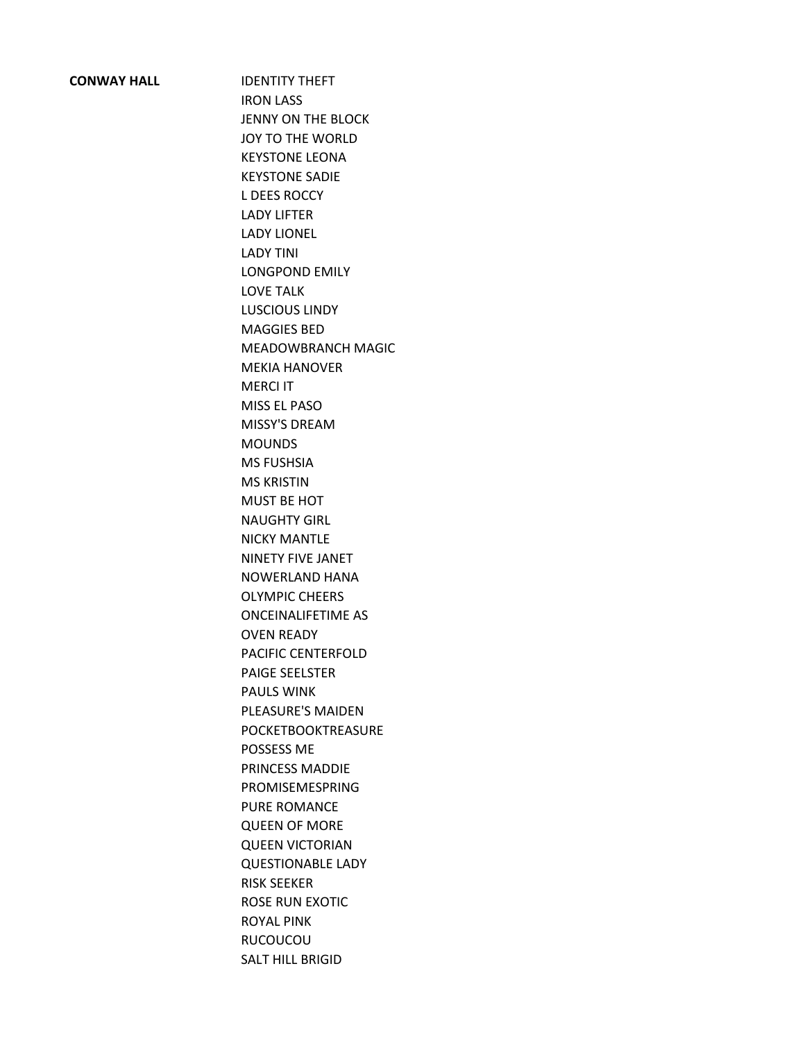| | |
|---|---|
| **CONWAY HALL** | IDENTITY THEFT |
| | IRON LASS |
| | JENNY ON THE BLOCK |
| | JOY TO THE WORLD |
| | KEYSTONE LEONA |
| | KEYSTONE SADIE |
| | L DEES ROCCY |
| | LADY LIFTER |
| | LADY LIONEL |
| | LADY TINI |
| | LONGPOND EMILY |
| | LOVE TALK |
| | LUSCIOUS LINDY |
| | MAGGIES BED |
| | MEADOWBRANCH MAGIC |
| | MEKIA HANOVER |
| | MERCI IT |
| | MISS EL PASO |
| | MISSY'S DREAM |
| | MOUNDS |
| | MS FUSHSIA |
| | MS KRISTIN |
| | MUST BE HOT |
| | NAUGHTY GIRL |
| | NICKY MANTLE |
| | NINETY FIVE JANET |
| | NOWERLAND HANA |
| | OLYMPIC CHEERS |
| | ONCEINALIFETIME AS |
| | OVEN READY |
| | PACIFIC CENTERFOLD |
| | PAIGE SEELSTER |
| | PAULS WINK |
| | PLEASURE'S MAIDEN |
| | POCKETBOOKTREASURE |
| | POSSESS ME |
| | PRINCESS MADDIE |
| | PROMISEMESPRING |
| | PURE ROMANCE |
| | QUEEN OF MORE |
| | QUEEN VICTORIAN |
| | QUESTIONABLE LADY |
| | RISK SEEKER |
| | ROSE RUN EXOTIC |
| | ROYAL PINK |
| | RUCOUCOU |
| | SALT HILL BRIGID |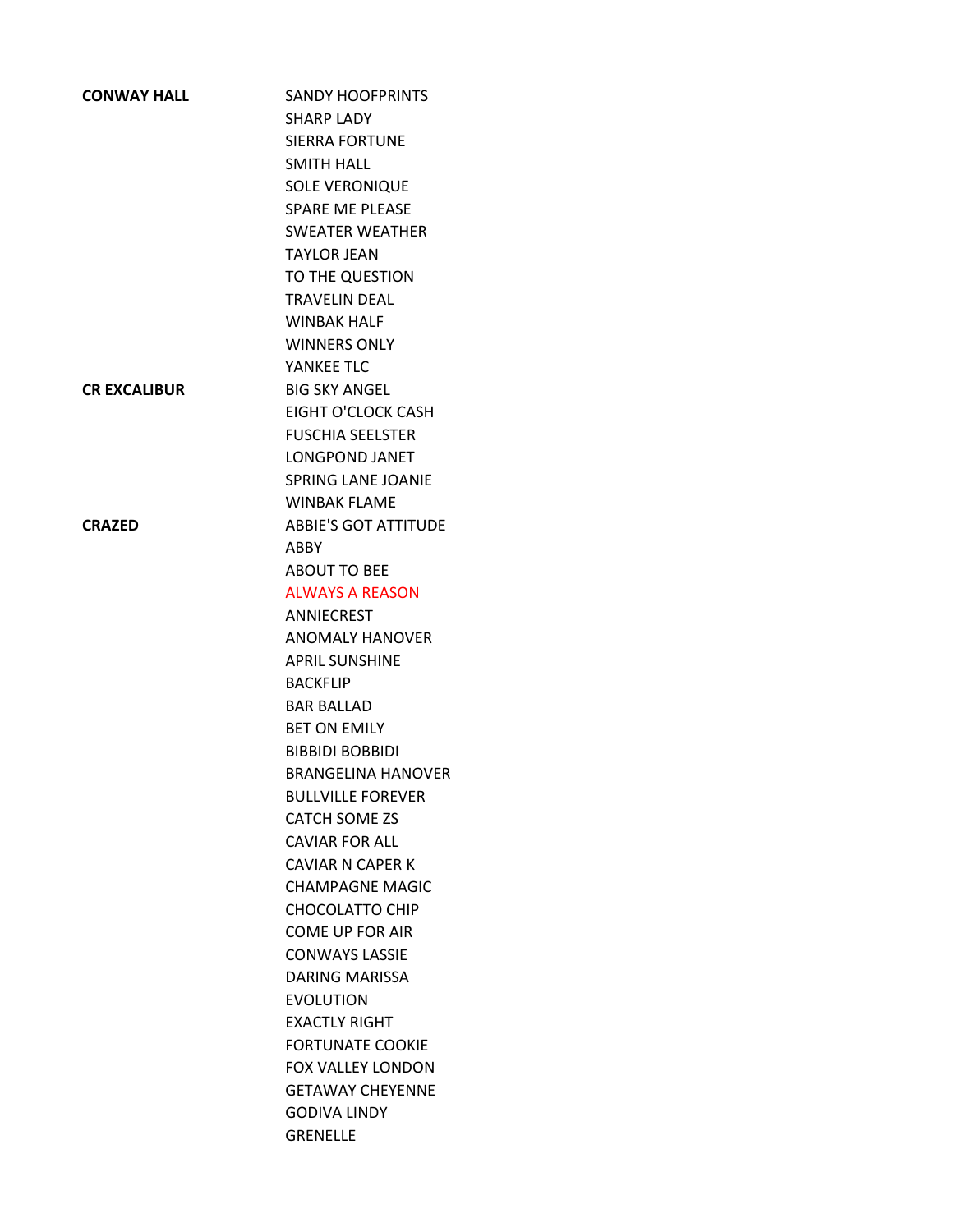| | |
|---|---|
| **CONWAY HALL** | SANDY HOOFPRINTS |
| | SHARP LADY |
| | SIERRA FORTUNE |
| | SMITH HALL |
| | SOLE VERONIQUE |
| | SPARE ME PLEASE |
| | SWEATER WEATHER |
| | TAYLOR JEAN |
| | TO THE QUESTION |
| | TRAVELIN DEAL |
| | WINBAK HALF |
| | WINNERS ONLY |
| | YANKEE TLC |
| **CR EXCALIBUR** | BIG SKY ANGEL |
| | EIGHT O'CLOCK CASH |
| | FUSCHIA SEELSTER |
| | LONGPOND JANET |
| | SPRING LANE JOANIE |
| | WINBAK FLAME |
| **CRAZED** | ABBIE'S GOT ATTITUDE |
| | ABBY |
| | ABOUT TO BEE |
| | ALWAYS A REASON |
| | ANNIECREST |
| | ANOMALY HANOVER |
| | APRIL SUNSHINE |
| | BACKFLIP |
| | BAR BALLAD |
| | BET ON EMILY |
| | BIBBIDI BOBBIDI |
| | BRANGELINA HANOVER |
| | BULLVILLE FOREVER |
| | CATCH SOME ZS |
| | CAVIAR FOR ALL |
| | CAVIAR N CAPER K |
| | CHAMPAGNE MAGIC |
| | CHOCOLATTO CHIP |
| | COME UP FOR AIR |
| | CONWAYS LASSIE |
| | DARING MARISSA |
| | EVOLUTION |
| | EXACTLY RIGHT |
| | FORTUNATE COOKIE |
| | FOX VALLEY LONDON |
| | GETAWAY CHEYENNE |
| | GODIVA LINDY |
| | GRENELLE |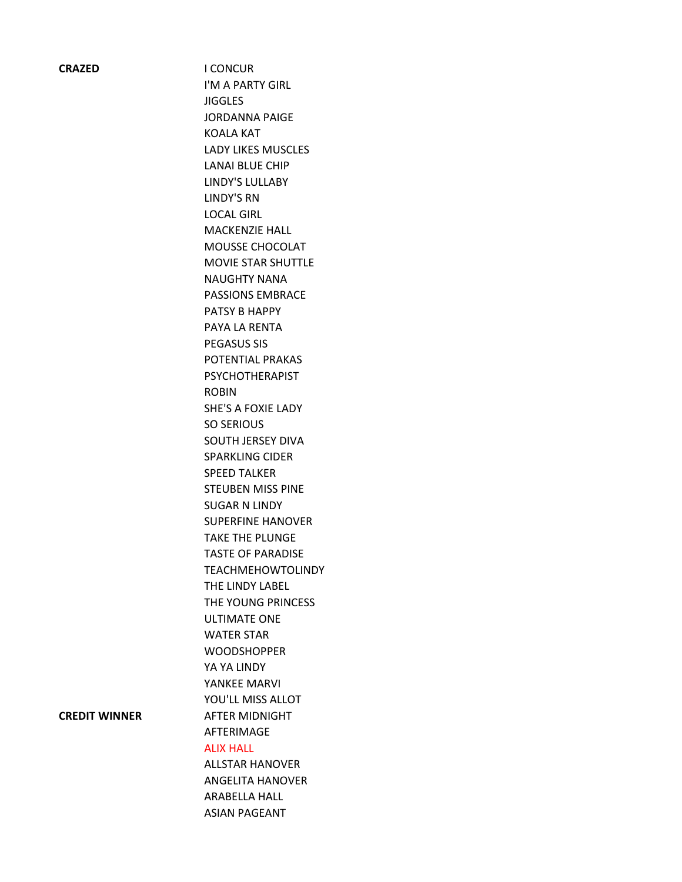| | |
|---|---|
| **CRAZED** | I CONCUR |
| | I'M A PARTY GIRL |
| | JIGGLES |
| | JORDANNA PAIGE |
| | KOALA KAT |
| | LADY LIKES MUSCLES |
| | LANAI BLUE CHIP |
| | LINDY'S LULLABY |
| | LINDY'S RN |
| | LOCAL GIRL |
| | MACKENZIE HALL |
| | MOUSSE CHOCOLAT |
| | MOVIE STAR SHUTTLE |
| | NAUGHTY NANA |
| | PASSIONS EMBRACE |
| | PATSY B HAPPY |
| | PAYA LA RENTA |
| | PEGASUS SIS |
| | POTENTIAL PRAKAS |
| | PSYCHOTHERAPIST |
| | ROBIN |
| | SHE'S A FOXIE LADY |
| | SO SERIOUS |
| | SOUTH JERSEY DIVA |
| | SPARKLING CIDER |
| | SPEED TALKER |
| | STEUBEN MISS PINE |
| | SUGAR N LINDY |
| | SUPERFINE HANOVER |
| | TAKE THE PLUNGE |
| | TASTE OF PARADISE |
| | TEACHMEHOWTOLINDY |
| | THE LINDY LABEL |
| | THE YOUNG PRINCESS |
| | ULTIMATE ONE |
| | WATER STAR |
| | WOODSHOPPER |
| | YA YA LINDY |
| | YANKEE MARVI |
| | YOU'LL MISS ALLOT |
| **CREDIT WINNER** | AFTER MIDNIGHT |
| | AFTERIMAGE |
| | ALIX HALL |
| | ALLSTAR HANOVER |
| | ANGELITA HANOVER |
| | ARABELLA HALL |
| | ASIAN PAGEANT |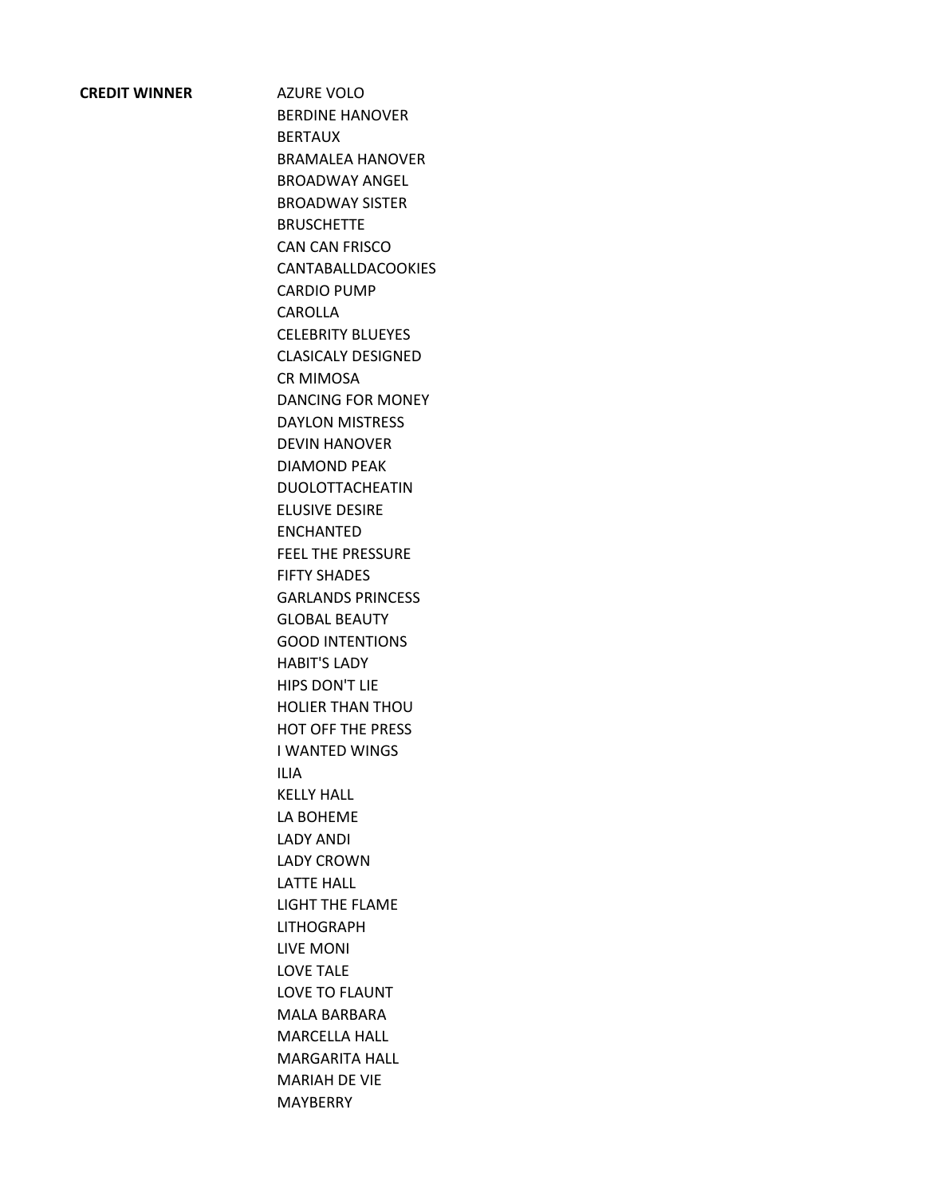| | |
| --- | --- |
| **CREDIT WINNER** | AZURE VOLO |
| | BERDINE HANOVER |
| | BERTAUX |
| | BRAMALEA HANOVER |
| | BROADWAY ANGEL |
| | BROADWAY SISTER |
| | BRUSCHETTE |
| | CAN CAN FRISCO |
| | CANTABALLDACOOKIES |
| | CARDIO PUMP |
| | CAROLLA |
| | CELEBRITY BLUEYES |
| | CLASICALY DESIGNED |
| | CR MIMOSA |
| | DANCING FOR MONEY |
| | DAYLON MISTRESS |
| | DEVIN HANOVER |
| | DIAMOND PEAK |
| | DUOLOTTACHEATIN |
| | ELUSIVE DESIRE |
| | ENCHANTED |
| | FEEL THE PRESSURE |
| | FIFTY SHADES |
| | GARLANDS PRINCESS |
| | GLOBAL BEAUTY |
| | GOOD INTENTIONS |
| | HABIT'S LADY |
| | HIPS DON'T LIE |
| | HOLIER THAN THOU |
| | HOT OFF THE PRESS |
| | I WANTED WINGS |
| | ILIA |
| | KELLY HALL |
| | LA BOHEME |
| | LADY ANDI |
| | LADY CROWN |
| | LATTE HALL |
| | LIGHT THE FLAME |
| | LITHOGRAPH |
| | LIVE MONI |
| | LOVE TALE |
| | LOVE TO FLAUNT |
| | MALA BARBARA |
| | MARCELLA HALL |
| | MARGARITA HALL |
| | MARIAH DE VIE |
| | MAYBERRY |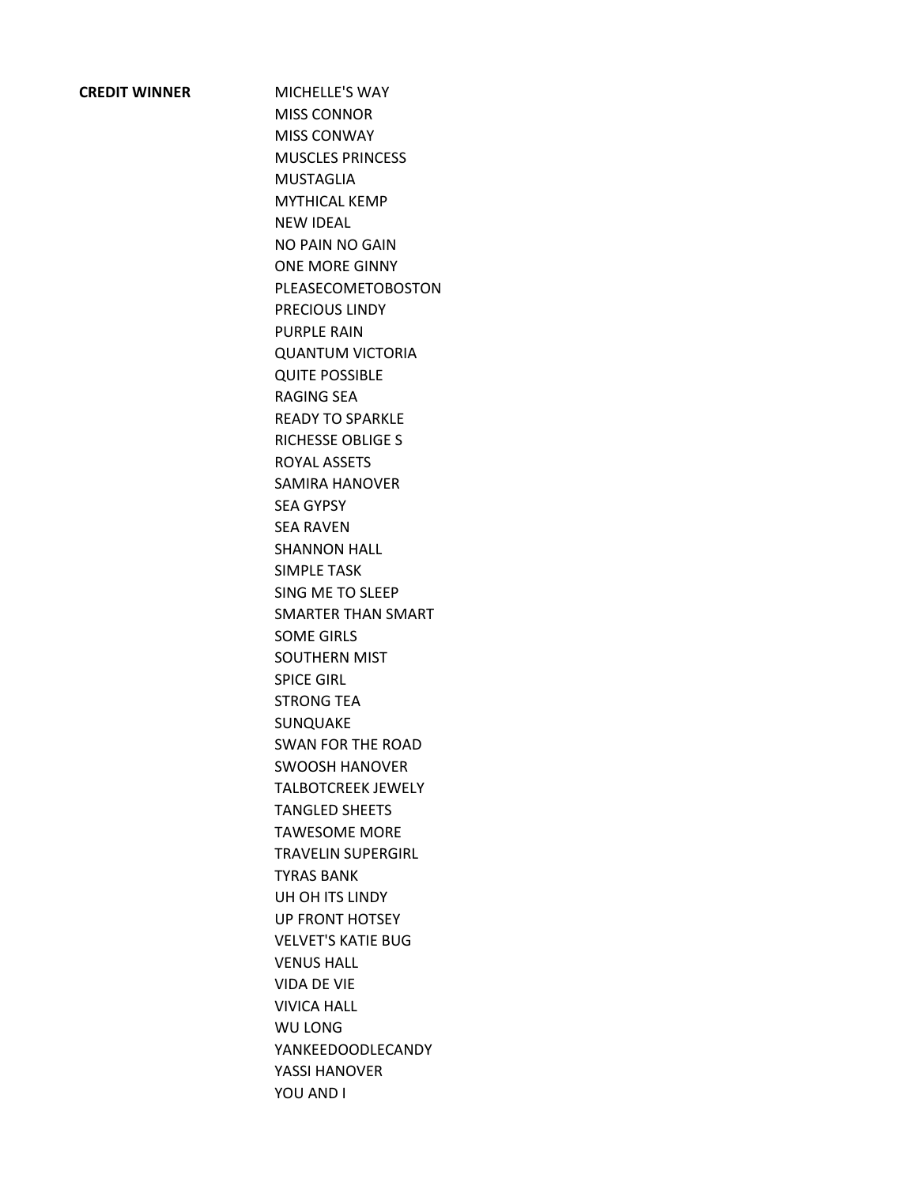**CREDIT WINNER**

MICHELLE'S WAY
MISS CONNOR
MISS CONWAY
MUSCLES PRINCESS
MUSTAGLIA
MYTHICAL KEMP
NEW IDEAL
NO PAIN NO GAIN
ONE MORE GINNY
PLEASECOMETOBOSTON
PRECIOUS LINDY
PURPLE RAIN
QUANTUM VICTORIA
QUITE POSSIBLE
RAGING SEA
READY TO SPARKLE
RICHESSE OBLIGE S
ROYAL ASSETS
SAMIRA HANOVER
SEA GYPSY
SEA RAVEN
SHANNON HALL
SIMPLE TASK
SING ME TO SLEEP
SMARTER THAN SMART
SOME GIRLS
SOUTHERN MIST
SPICE GIRL
STRONG TEA
SUNQUAKE
SWAN FOR THE ROAD
SWOOSH HANOVER
TALBOTCREEK JEWELY
TANGLED SHEETS
TAWESOME MORE
TRAVELIN SUPERGIRL
TYRAS BANK
UH OH ITS LINDY
UP FRONT HOTSEY
VELVET'S KATIE BUG
VENUS HALL
VIDA DE VIE
VIVICA HALL
WU LONG
YANKEEDOODLECANDY
YASSI HANOVER
YOU AND I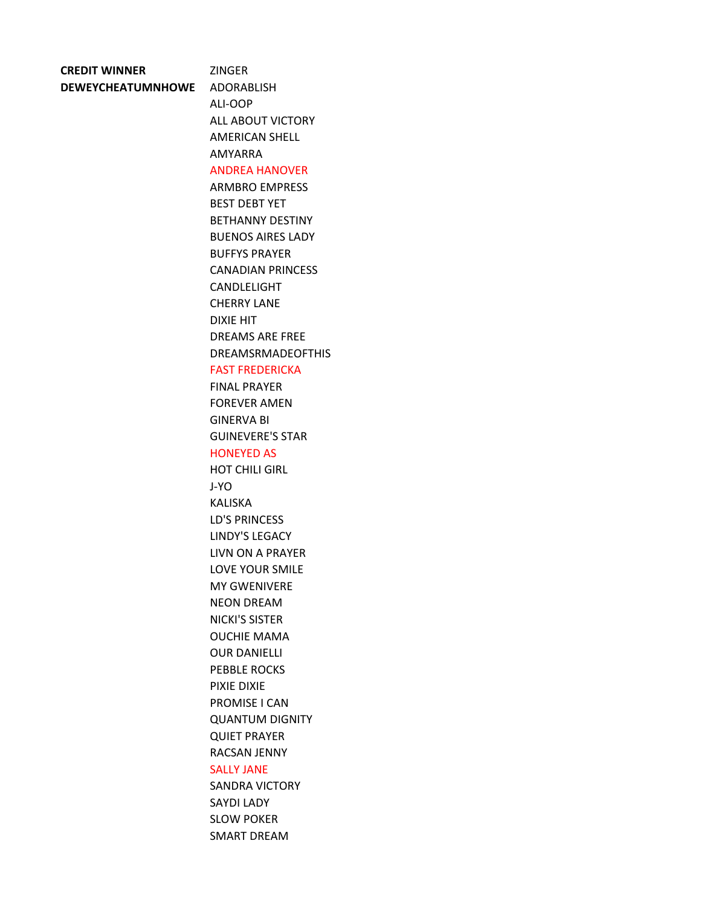| | |
|---|---|
| **CREDIT WINNER** | ZINGER |
| **DEWEYCHEATUMNHOWE** | ADORABLISH |
| | ALI-OOP |
| | ALL ABOUT VICTORY |
| | AMERICAN SHELL |
| | AMYARRA |
| | ANDREA HANOVER |
| | ARMBRO EMPRESS |
| | BEST DEBT YET |
| | BETHANNY DESTINY |
| | BUENOS AIRES LADY |
| | BUFFYS PRAYER |
| | CANADIAN PRINCESS |
| | CANDLELIGHT |
| | CHERRY LANE |
| | DIXIE HIT |
| | DREAMS ARE FREE |
| | DREAMSRMADEOFTHIS |
| | FAST FREDERICKA |
| | FINAL PRAYER |
| | FOREVER AMEN |
| | GINERVA BI |
| | GUINEVERE'S STAR |
| | HONEYED AS |
| | HOT CHILI GIRL |
| | J-YO |
| | KALISKA |
| | LD'S PRINCESS |
| | LINDY'S LEGACY |
| | LIVN ON A PRAYER |
| | LOVE YOUR SMILE |
| | MY GWENIVERE |
| | NEON DREAM |
| | NICKI'S SISTER |
| | OUCHIE MAMA |
| | OUR DANIELLI |
| | PEBBLE ROCKS |
| | PIXIE DIXIE |
| | PROMISE I CAN |
| | QUANTUM DIGNITY |
| | QUIET PRAYER |
| | RACSAN JENNY |
| | SALLY JANE |
| | SANDRA VICTORY |
| | SAYDI LADY |
| | SLOW POKER |
| | SMART DREAM |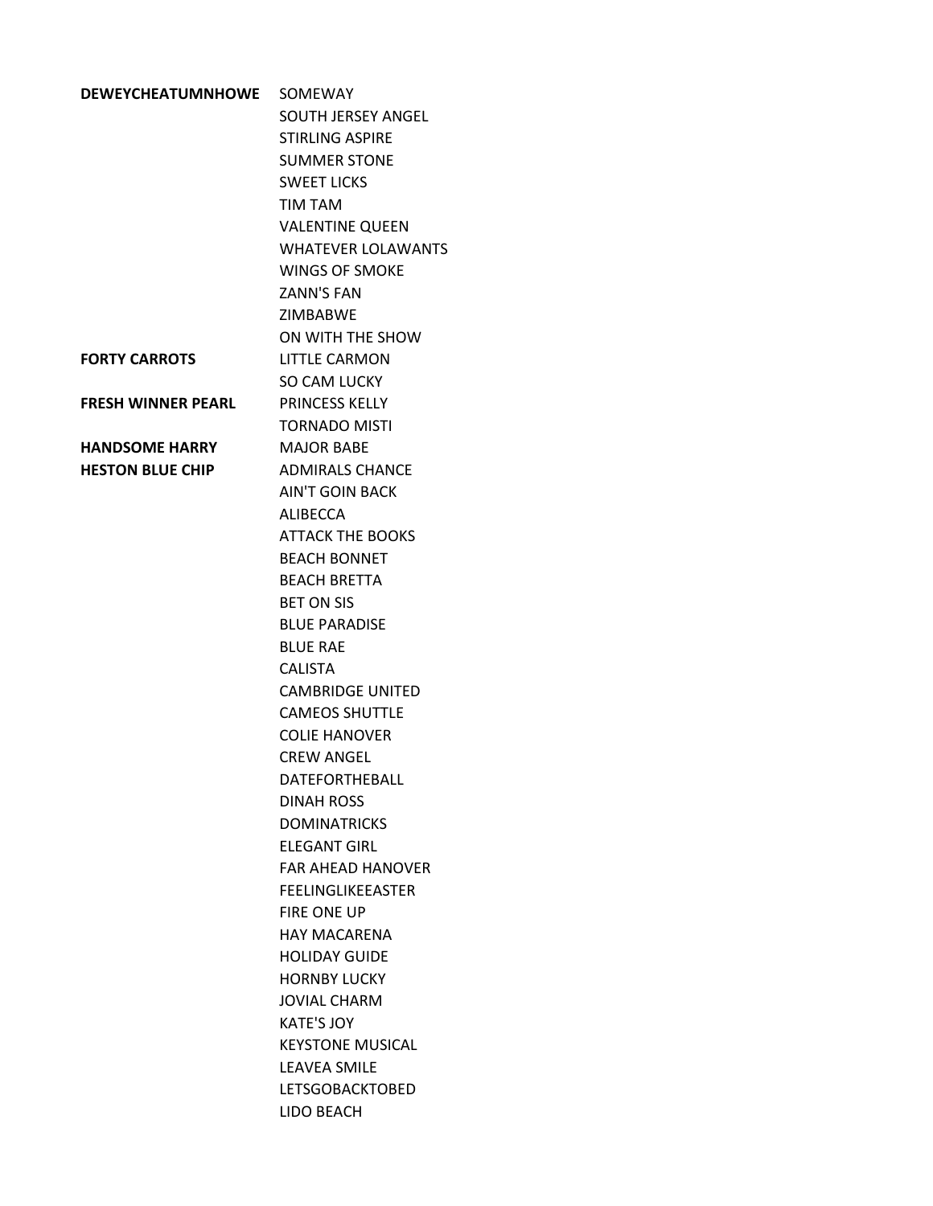| | |
|---|---|
| **DEWEYCHEATUMNHOWE** | SOMEWAY |
| | SOUTH JERSEY ANGEL |
| | STIRLING ASPIRE |
| | SUMMER STONE |
| | SWEET LICKS |
| | TIM TAM |
| | VALENTINE QUEEN |
| | WHATEVER LOLAWANTS |
| | WINGS OF SMOKE |
| | ZANN'S FAN |
| | ZIMBABWE |
| | ON WITH THE SHOW |
| **FORTY CARROTS** | LITTLE CARMON |
| | SO CAM LUCKY |
| **FRESH WINNER PEARL** | PRINCESS KELLY |
| | TORNADO MISTI |
| **HANDSOME HARRY** | MAJOR BABE |
| **HESTON BLUE CHIP** | ADMIRALS CHANCE |
| | AIN'T GOIN BACK |
| | ALIBECCA |
| | ATTACK THE BOOKS |
| | BEACH BONNET |
| | BEACH BRETTA |
| | BET ON SIS |
| | BLUE PARADISE |
| | BLUE RAE |
| | CALISTA |
| | CAMBRIDGE UNITED |
| | CAMEOS SHUTTLE |
| | COLIE HANOVER |
| | CREW ANGEL |
| | DATEFORTHEBALL |
| | DINAH ROSS |
| | DOMINATRICKS |
| | ELEGANT GIRL |
| | FAR AHEAD HANOVER |
| | FEELINGLIKEEASTER |
| | FIRE ONE UP |
| | HAY MACARENA |
| | HOLIDAY GUIDE |
| | HORNBY LUCKY |
| | JOVIAL CHARM |
| | KATE'S JOY |
| | KEYSTONE MUSICAL |
| | LEAVEA SMILE |
| | LETSGOBACKTOBED |
| | LIDO BEACH |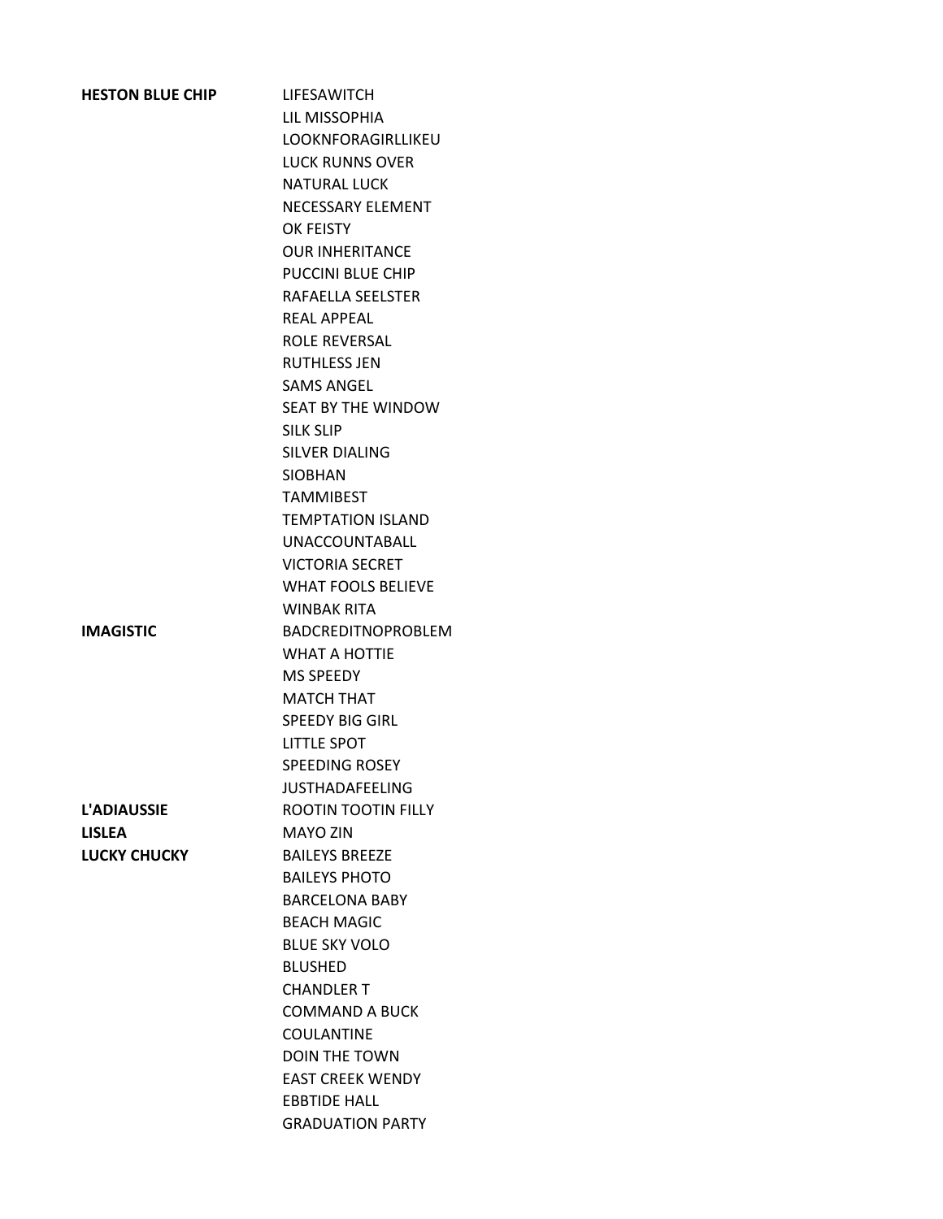| | |
|---|---|
| **HESTON BLUE CHIP** | LIFESAWITCH |
| | LIL MISSOPHIA |
| | LOOKNFORAGIRLLIKEU |
| | LUCK RUNNS OVER |
| | NATURAL LUCK |
| | NECESSARY ELEMENT |
| | OK FEISTY |
| | OUR INHERITANCE |
| | PUCCINI BLUE CHIP |
| | RAFAELLA SEELSTER |
| | REAL APPEAL |
| | ROLE REVERSAL |
| | RUTHLESS JEN |
| | SAMS ANGEL |
| | SEAT BY THE WINDOW |
| | SILK SLIP |
| | SILVER DIALING |
| | SIOBHAN |
| | TAMMIBEST |
| | TEMPTATION ISLAND |
| | UNACCOUNTABALL |
| | VICTORIA SECRET |
| | WHAT FOOLS BELIEVE |
| | WINBAK RITA |
| **IMAGISTIC** | BADCREDITNOPROBLEM |
| | WHAT A HOTTIE |
| | MS SPEEDY |
| | MATCH THAT |
| | SPEEDY BIG GIRL |
| | LITTLE SPOT |
| | SPEEDING ROSEY |
| | JUSTHADAFEELING |
| **L'ADIAUSSIE** | ROOTIN TOOTIN FILLY |
| **LISLEA** | MAYO ZIN |
| **LUCKY CHUCKY** | BAILEYS BREEZE |
| | BAILEYS PHOTO |
| | BARCELONA BABY |
| | BEACH MAGIC |
| | BLUE SKY VOLO |
| | BLUSHED |
| | CHANDLER T |
| | COMMAND A BUCK |
| | COULANTINE |
| | DOIN THE TOWN |
| | EAST CREEK WENDY |
| | EBBTIDE HALL |
| | GRADUATION PARTY |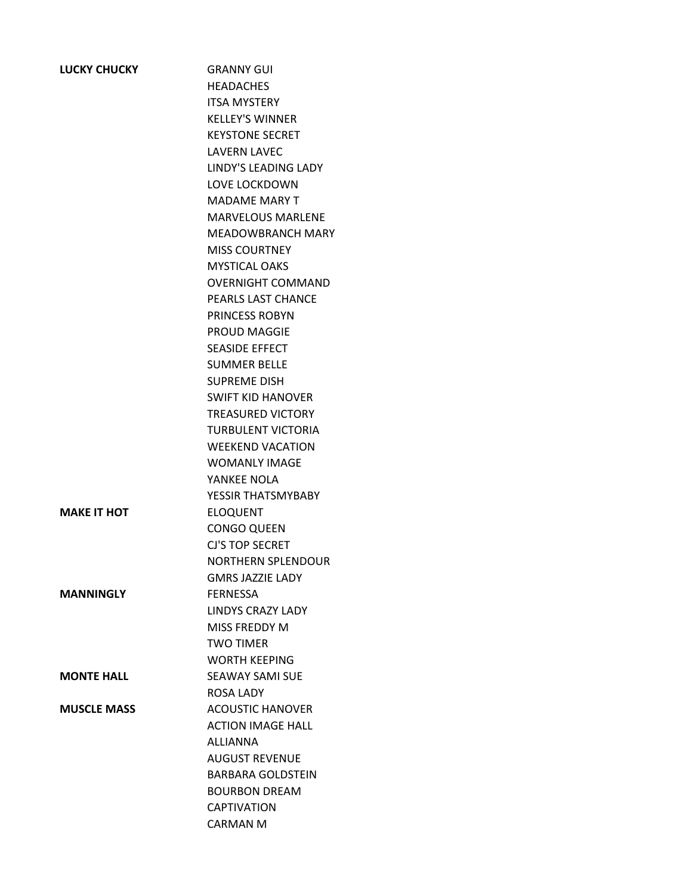| | |
|---|---|
| **LUCKY CHUCKY** | GRANNY GUI |
| | HEADACHES |
| | ITSA MYSTERY |
| | KELLEY'S WINNER |
| | KEYSTONE SECRET |
| | LAVERN LAVEC |
| | LINDY'S LEADING LADY |
| | LOVE LOCKDOWN |
| | MADAME MARY T |
| | MARVELOUS MARLENE |
| | MEADOWBRANCH MARY |
| | MISS COURTNEY |
| | MYSTICAL OAKS |
| | OVERNIGHT COMMAND |
| | PEARLS LAST CHANCE |
| | PRINCESS ROBYN |
| | PROUD MAGGIE |
| | SEASIDE EFFECT |
| | SUMMER BELLE |
| | SUPREME DISH |
| | SWIFT KID HANOVER |
| | TREASURED VICTORY |
| | TURBULENT VICTORIA |
| | WEEKEND VACATION |
| | WOMANLY IMAGE |
| | YANKEE NOLA |
| | YESSIR THATSMYBABY |
| **MAKE IT HOT** | ELOQUENT |
| | CONGO QUEEN |
| | CJ'S TOP SECRET |
| | NORTHERN SPLENDOUR |
| | GMRS JAZZIE LADY |
| **MANNINGLY** | FERNESSA |
| | LINDYS CRAZY LADY |
| | MISS FREDDY M |
| | TWO TIMER |
| | WORTH KEEPING |
| **MONTE HALL** | SEAWAY SAMI SUE |
| | ROSA LADY |
| **MUSCLE MASS** | ACOUSTIC HANOVER |
| | ACTION IMAGE HALL |
| | ALLIANNA |
| | AUGUST REVENUE |
| | BARBARA GOLDSTEIN |
| | BOURBON DREAM |
| | CAPTIVATION |
| | CARMAN M |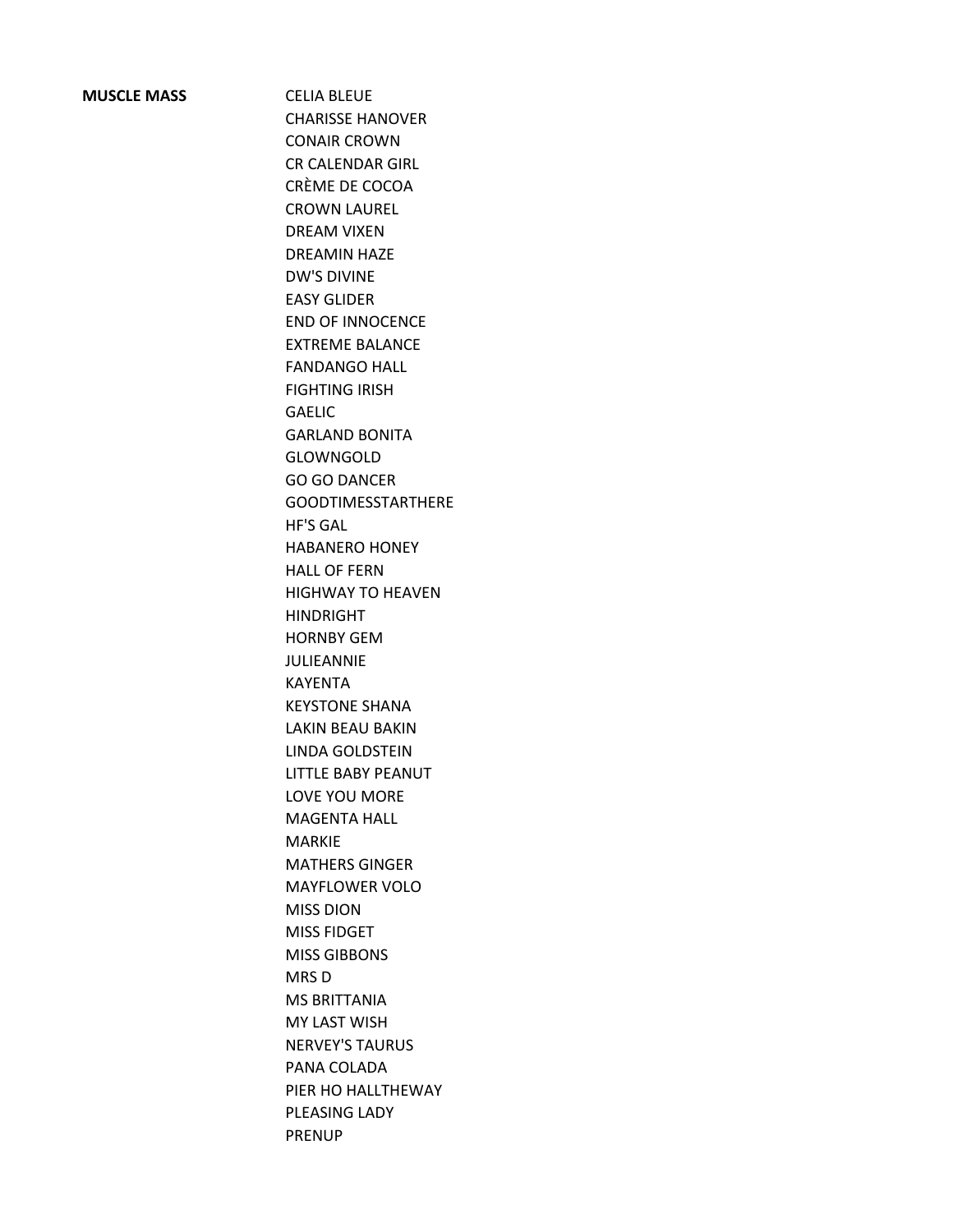**MUSCLE MASS**

CELIA BLEUE
CHARISSE HANOVER
CONAIR CROWN
CR CALENDAR GIRL
CRÈME DE COCOA
CROWN LAUREL
DREAM VIXEN
DREAMIN HAZE
DW'S DIVINE
EASY GLIDER
END OF INNOCENCE
EXTREME BALANCE
FANDANGO HALL
FIGHTING IRISH
GAELIC
GARLAND BONITA
GLOWNGOLD
GO GO DANCER
GOODTIMESSTARTHERE
HF'S GAL
HABANERO HONEY
HALL OF FERN
HIGHWAY TO HEAVEN
HINDRIGHT
HORNBY GEM
JULIEANNIE
KAYENTA
KEYSTONE SHANA
LAKIN BEAU BAKIN
LINDA GOLDSTEIN
LITTLE BABY PEANUT
LOVE YOU MORE
MAGENTA HALL
MARKIE
MATHERS GINGER
MAYFLOWER VOLO
MISS DION
MISS FIDGET
MISS GIBBONS
MRS D
MS BRITTANIA
MY LAST WISH
NERVEY'S TAURUS
PANA COLADA
PIER HO HALLTHEWAY
PLEASING LADY
PRENUP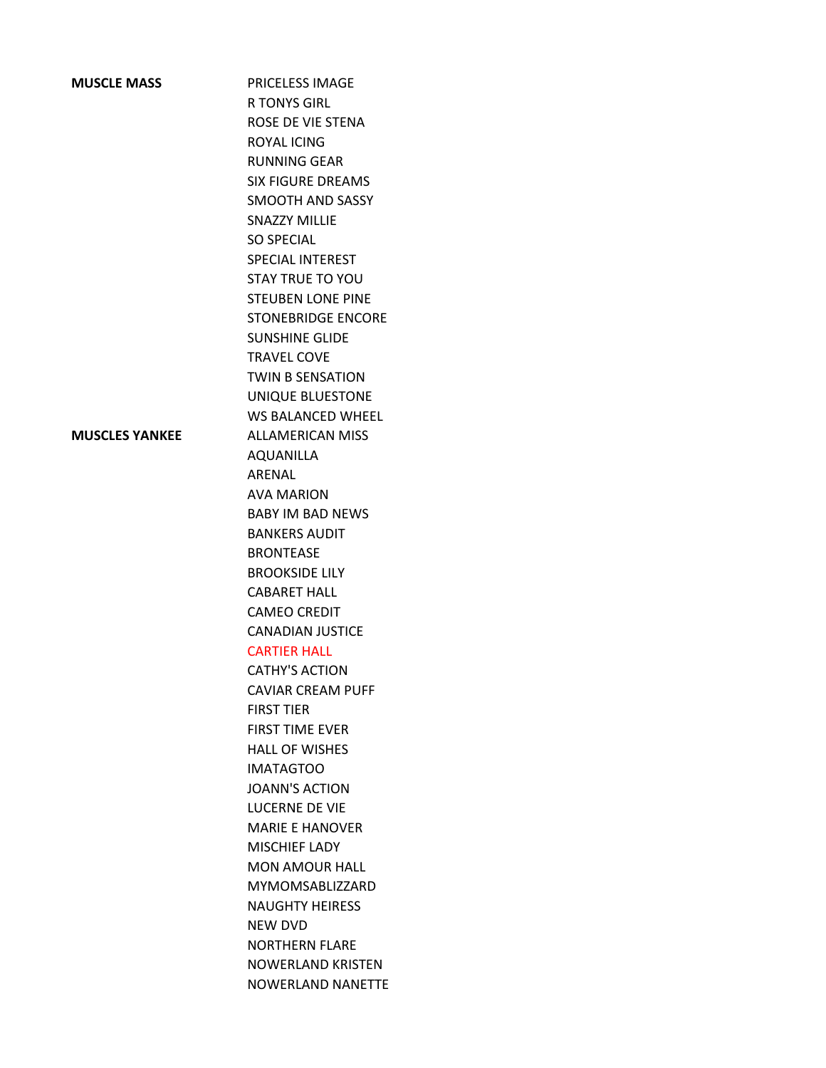| | |
|---|---|
| **MUSCLE MASS** | PRICELESS IMAGE |
| | R TONYS GIRL |
| | ROSE DE VIE STENA |
| | ROYAL ICING |
| | RUNNING GEAR |
| | SIX FIGURE DREAMS |
| | SMOOTH AND SASSY |
| | SNAZZY MILLIE |
| | SO SPECIAL |
| | SPECIAL INTEREST |
| | STAY TRUE TO YOU |
| | STEUBEN LONE PINE |
| | STONEBRIDGE ENCORE |
| | SUNSHINE GLIDE |
| | TRAVEL COVE |
| | TWIN B SENSATION |
| | UNIQUE BLUESTONE |
| | WS BALANCED WHEEL |
| **MUSCLES YANKEE** | ALLAMERICAN MISS |
| | AQUANILLA |
| | ARENAL |
| | AVA MARION |
| | BABY IM BAD NEWS |
| | BANKERS AUDIT |
| | BRONTEASE |
| | BROOKSIDE LILY |
| | CABARET HALL |
| | CAMEO CREDIT |
| | CANADIAN JUSTICE |
| | CARTIER HALL |
| | CATHY'S ACTION |
| | CAVIAR CREAM PUFF |
| | FIRST TIER |
| | FIRST TIME EVER |
| | HALL OF WISHES |
| | IMATAGTOO |
| | JOANN'S ACTION |
| | LUCERNE DE VIE |
| | MARIE E HANOVER |
| | MISCHIEF LADY |
| | MON AMOUR HALL |
| | MYMOMSABLIZZARD |
| | NAUGHTY HEIRESS |
| | NEW DVD |
| | NORTHERN FLARE |
| | NOWERLAND KRISTEN |
| | NOWERLAND NANETTE |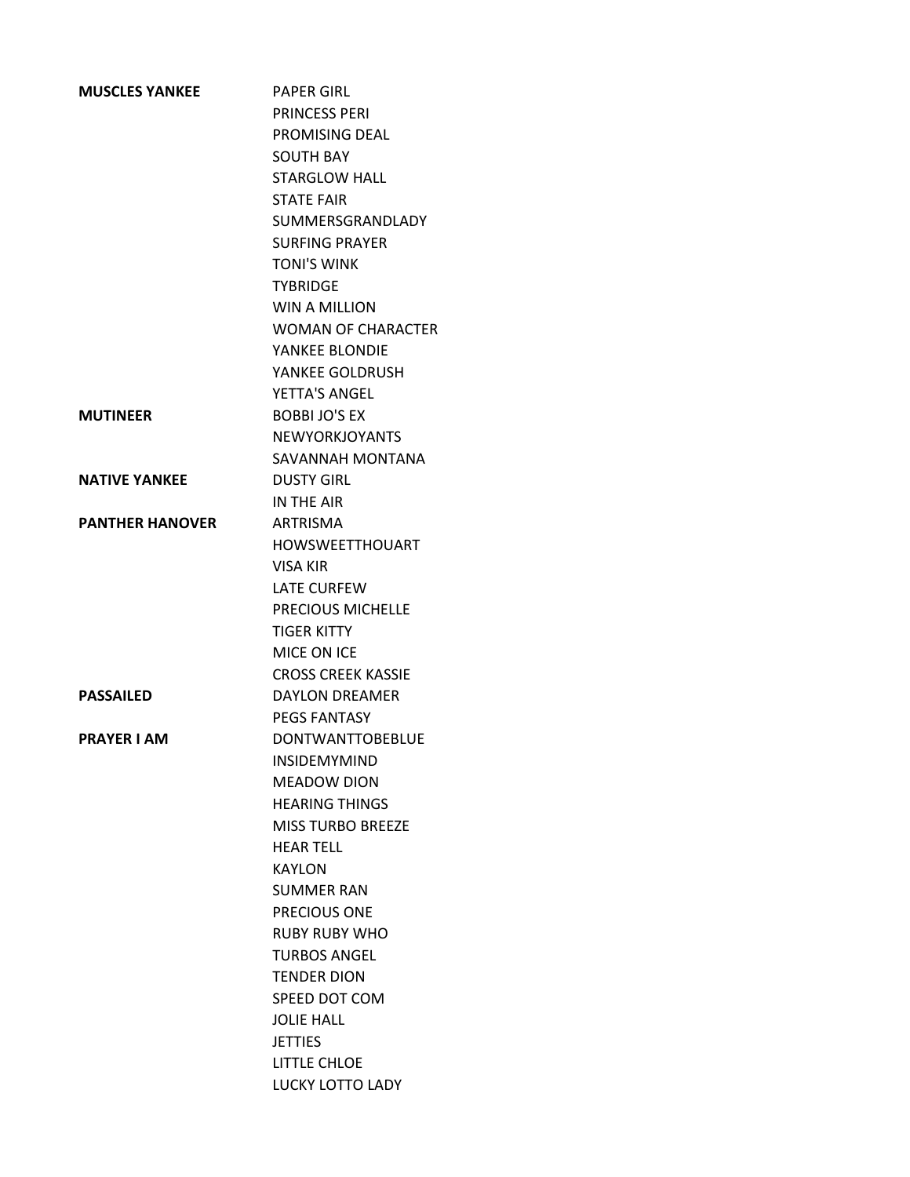| | |
|---|---|
| **MUSCLES YANKEE** | PAPER GIRL |
| | PRINCESS PERI |
| | PROMISING DEAL |
| | SOUTH BAY |
| | STARGLOW HALL |
| | STATE FAIR |
| | SUMMERSGRANDLADY |
| | SURFING PRAYER |
| | TONI'S WINK |
| | TYBRIDGE |
| | WIN A MILLION |
| | WOMAN OF CHARACTER |
| | YANKEE BLONDIE |
| | YANKEE GOLDRUSH |
| | YETTA'S ANGEL |
| **MUTINEER** | BOBBI JO'S EX |
| | NEWYORKJOYANTS |
| | SAVANNAH MONTANA |
| **NATIVE YANKEE** | DUSTY GIRL |
| | IN THE AIR |
| **PANTHER HANOVER** | ARTRISMA |
| | HOWSWEETTHOUART |
| | VISA KIR |
| | LATE CURFEW |
| | PRECIOUS MICHELLE |
| | TIGER KITTY |
| | MICE ON ICE |
| | CROSS CREEK KASSIE |
| **PASSAILED** | DAYLON DREAMER |
| | PEGS FANTASY |
| **PRAYER I AM** | DONTWANTTOBEBLUE |
| | INSIDEMYMIND |
| | MEADOW DION |
| | HEARING THINGS |
| | MISS TURBO BREEZE |
| | HEAR TELL |
| | KAYLON |
| | SUMMER RAN |
| | PRECIOUS ONE |
| | RUBY RUBY WHO |
| | TURBOS ANGEL |
| | TENDER DION |
| | SPEED DOT COM |
| | JOLIE HALL |
| | JETTIES |
| | LITTLE CHLOE |
| | LUCKY LOTTO LADY |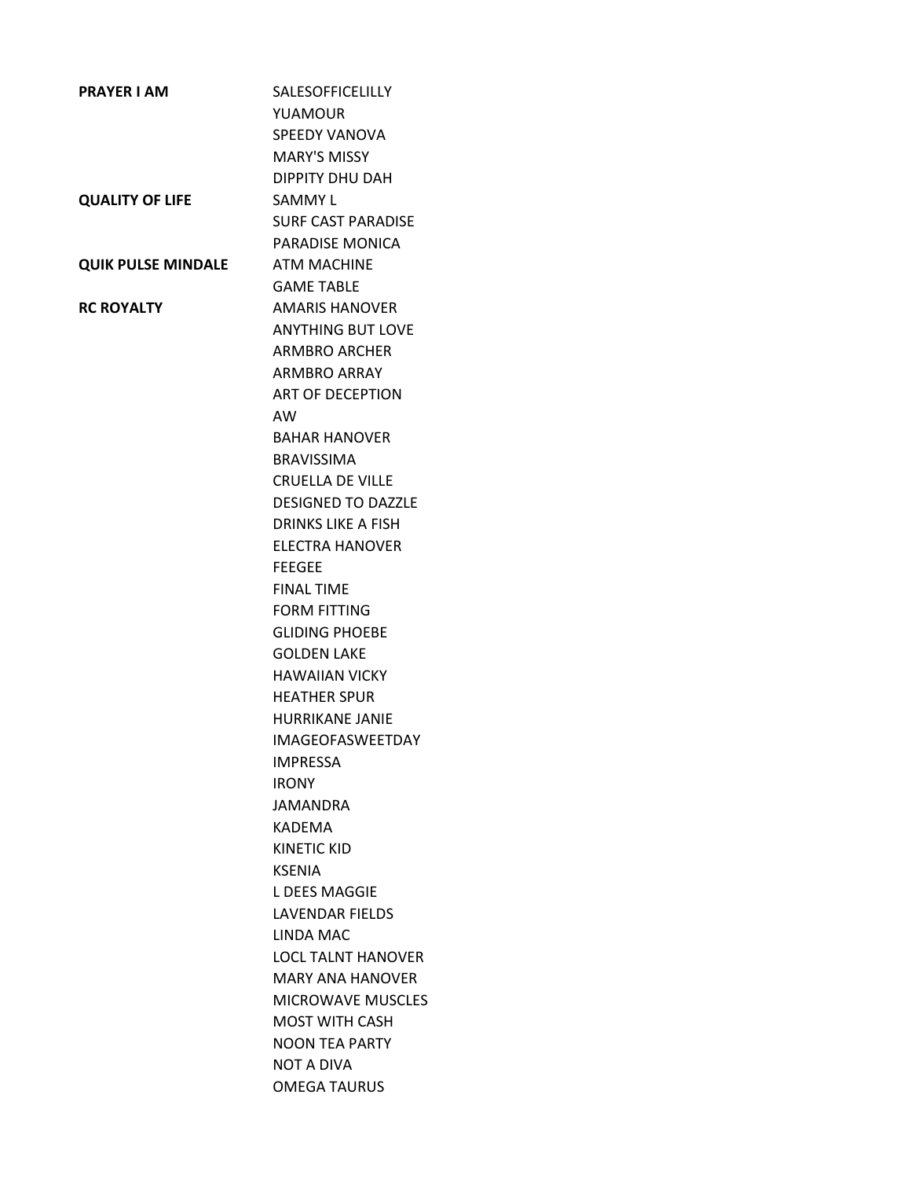| | |
|---|---|
| **PRAYER I AM** | SALESOFFICELILLY |
| | YUAMOUR |
| | SPEEDY VANOVA |
| | MARY'S MISSY |
| | DIPPITY DHU DAH |
| **QUALITY OF LIFE** | SAMMY L |
| | SURF CAST PARADISE |
| | PARADISE MONICA |
| **QUIK PULSE MINDALE** | ATM MACHINE |
| | GAME TABLE |
| **RC ROYALTY** | AMARIS HANOVER |
| | ANYTHING BUT LOVE |
| | ARMBRO ARCHER |
| | ARMBRO ARRAY |
| | ART OF DECEPTION |
| | AW |
| | BAHAR HANOVER |
| | BRAVISSIMA |
| | CRUELLA DE VILLE |
| | DESIGNED TO DAZZLE |
| | DRINKS LIKE A FISH |
| | ELECTRA HANOVER |
| | FEEGEE |
| | FINAL TIME |
| | FORM FITTING |
| | GLIDING PHOEBE |
| | GOLDEN LAKE |
| | HAWAIIAN VICKY |
| | HEATHER SPUR |
| | HURRIKANE JANIE |
| | IMAGEOFASWEETDAY |
| | IMPRESSA |
| | IRONY |
| | JAMANDRA |
| | KADEMA |
| | KINETIC KID |
| | KSENIA |
| | L DEES MAGGIE |
| | LAVENDAR FIELDS |
| | LINDA MAC |
| | LOCL TALNT HANOVER |
| | MARY ANA HANOVER |
| | MICROWAVE MUSCLES |
| | MOST WITH CASH |
| | NOON TEA PARTY |
| | NOT A DIVA |
| | OMEGA TAURUS |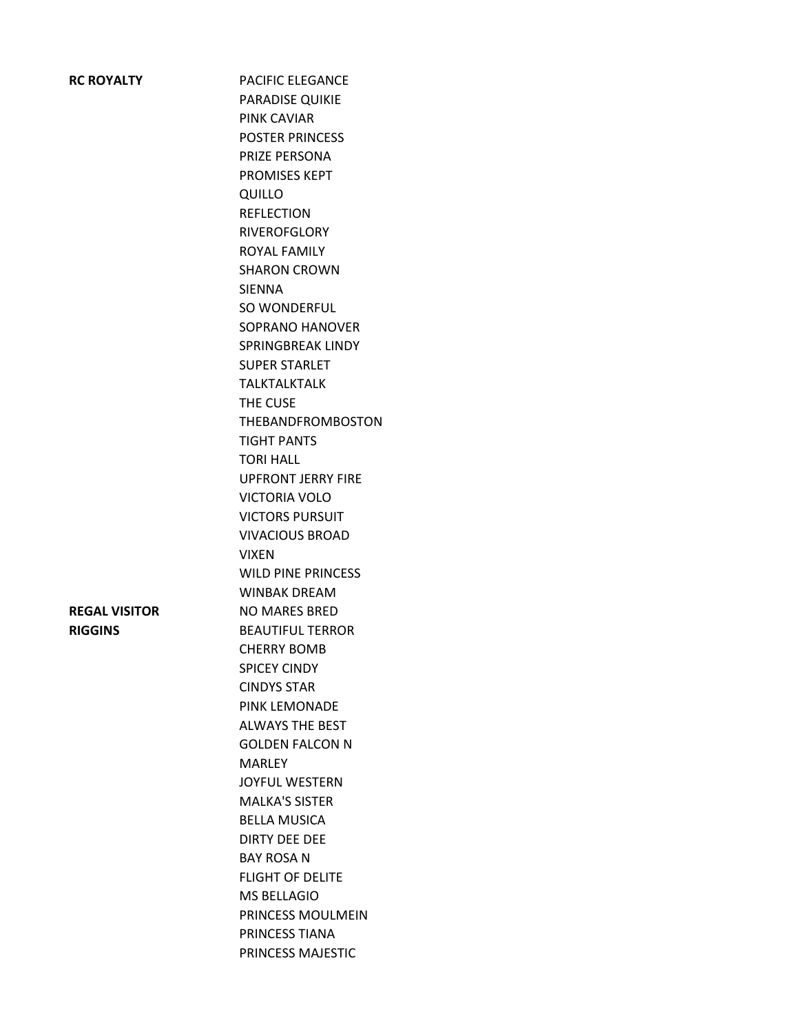| | |
|---|---|
| **RC ROYALTY** | PACIFIC ELEGANCE |
| | PARADISE QUIKIE |
| | PINK CAVIAR |
| | POSTER PRINCESS |
| | PRIZE PERSONA |
| | PROMISES KEPT |
| | QUILLO |
| | REFLECTION |
| | RIVEROFGLORY |
| | ROYAL FAMILY |
| | SHARON CROWN |
| | SIENNA |
| | SO WONDERFUL |
| | SOPRANO HANOVER |
| | SPRINGBREAK LINDY |
| | SUPER STARLET |
| | TALKTALKTALK |
| | THE CUSE |
| | THEBANDFROMBOSTON |
| | TIGHT PANTS |
| | TORI HALL |
| | UPFRONT JERRY FIRE |
| | VICTORIA VOLO |
| | VICTORS PURSUIT |
| | VIVACIOUS BROAD |
| | VIXEN |
| | WILD PINE PRINCESS |
| | WINBAK DREAM |
| **REGAL VISITOR** | NO MARES BRED |
| **RIGGINS** | BEAUTIFUL TERROR |
| | CHERRY BOMB |
| | SPICEY CINDY |
| | CINDYS STAR |
| | PINK LEMONADE |
| | ALWAYS THE BEST |
| | GOLDEN FALCON N |
| | MARLEY |
| | JOYFUL WESTERN |
| | MALKA'S SISTER |
| | BELLA MUSICA |
| | DIRTY DEE DEE |
| | BAY ROSA N |
| | FLIGHT OF DELITE |
| | MS BELLAGIO |
| | PRINCESS MOULMEIN |
| | PRINCESS TIANA |
| | PRINCESS MAJESTIC |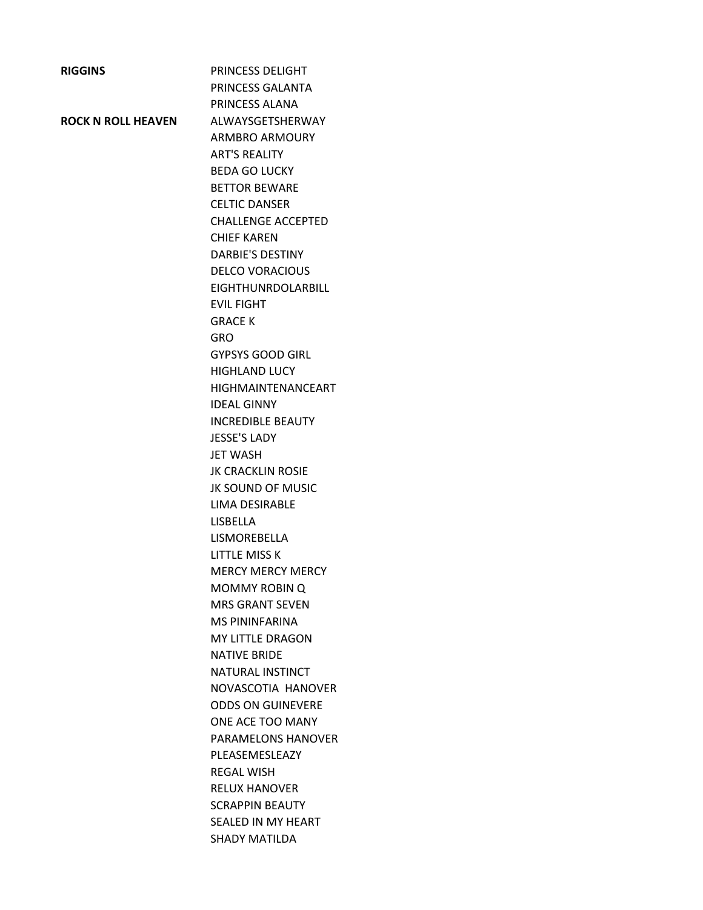| | |
|---|---|
| **RIGGINS** | PRINCESS DELIGHT |
| | PRINCESS GALANTA |
| | PRINCESS ALANA |
| **ROCK N ROLL HEAVEN** | ALWAYSGETSHERWAY |
| | ARMBRO ARMOURY |
| | ART'S REALITY |
| | BEDA GO LUCKY |
| | BETTOR BEWARE |
| | CELTIC DANSER |
| | CHALLENGE ACCEPTED |
| | CHIEF KAREN |
| | DARBIE'S DESTINY |
| | DELCO VORACIOUS |
| | EIGHTHUNRDOLARBILL |
| | EVIL FIGHT |
| | GRACE K |
| | GRO |
| | GYPSYS GOOD GIRL |
| | HIGHLAND LUCY |
| | HIGHMAINTENANCEART |
| | IDEAL GINNY |
| | INCREDIBLE BEAUTY |
| | JESSE'S LADY |
| | JET WASH |
| | JK CRACKLIN ROSIE |
| | JK SOUND OF MUSIC |
| | LIMA DESIRABLE |
| | LISBELLA |
| | LISMOREBELLA |
| | LITTLE MISS K |
| | MERCY MERCY MERCY |
| | MOMMY ROBIN Q |
| | MRS GRANT SEVEN |
| | MS PININFARINA |
| | MY LITTLE DRAGON |
| | NATIVE BRIDE |
| | NATURAL INSTINCT |
| | NOVASCOTIA HANOVER |
| | ODDS ON GUINEVERE |
| | ONE ACE TOO MANY |
| | PARAMELONS HANOVER |
| | PLEASEMESLEAZY |
| | REGAL WISH |
| | RELUX HANOVER |
| | SCRAPPIN BEAUTY |
| | SEALED IN MY HEART |
| | SHADY MATILDA |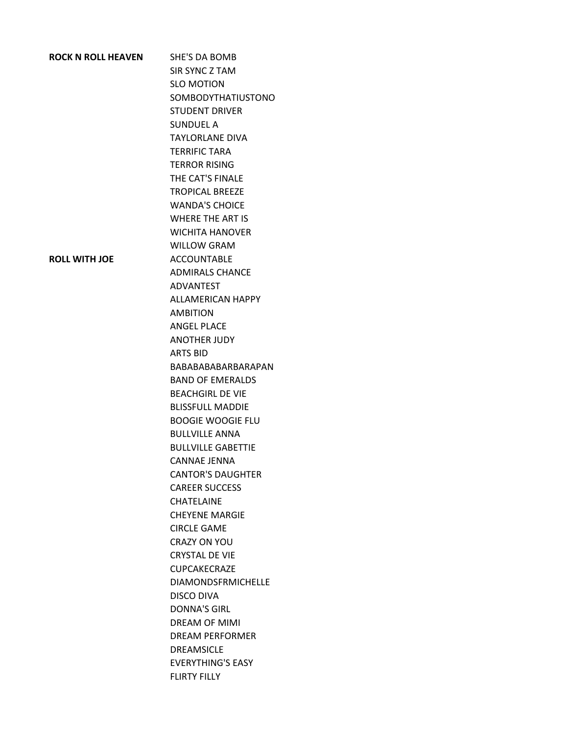| | |
|---|---|
| **ROCK N ROLL HEAVEN** | SHE'S DA BOMB |
| | SIR SYNC Z TAM |
| | SLO MOTION |
| | SOMBODYTHATIUSTONO |
| | STUDENT DRIVER |
| | SUNDUEL A |
| | TAYLORLANE DIVA |
| | TERRIFIC TARA |
| | TERROR RISING |
| | THE CAT'S FINALE |
| | TROPICAL BREEZE |
| | WANDA'S CHOICE |
| | WHERE THE ART IS |
| | WICHITA HANOVER |
| | WILLOW GRAM |
| **ROLL WITH JOE** | ACCOUNTABLE |
| | ADMIRALS CHANCE |
| | ADVANTEST |
| | ALLAMERICAN HAPPY |
| | AMBITION |
| | ANGEL PLACE |
| | ANOTHER JUDY |
| | ARTS BID |
| | BABABABABARBARAPAN |
| | BAND OF EMERALDS |
| | BEACHGIRL DE VIE |
| | BLISSFULL MADDIE |
| | BOOGIE WOOGIE FLU |
| | BULLVILLE ANNA |
| | BULLVILLE GABETTIE |
| | CANNAE JENNA |
| | CANTOR'S DAUGHTER |
| | CAREER SUCCESS |
| | CHATELAINE |
| | CHEYENE MARGIE |
| | CIRCLE GAME |
| | CRAZY ON YOU |
| | CRYSTAL DE VIE |
| | CUPCAKECRAZE |
| | DIAMONDSFRMICHELLE |
| | DISCO DIVA |
| | DONNA'S GIRL |
| | DREAM OF MIMI |
| | DREAM PERFORMER |
| | DREAMSICLE |
| | EVERYTHING'S EASY |
| | FLIRTY FILLY |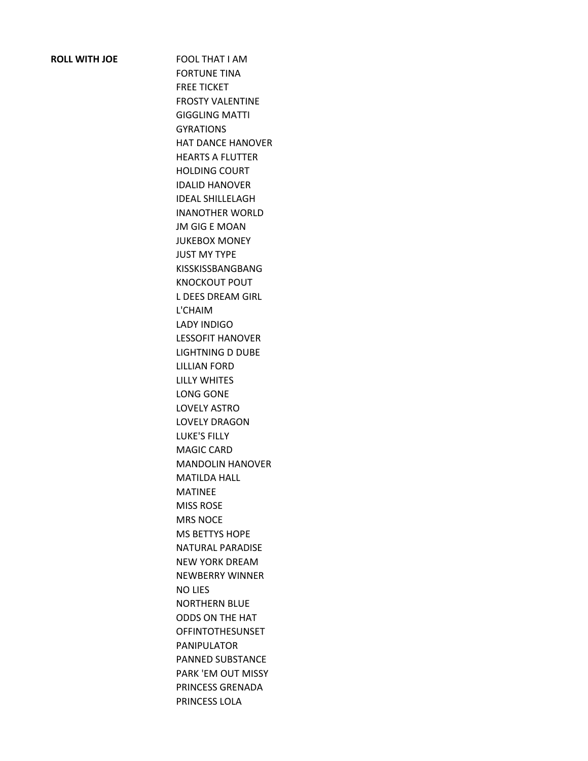| | |
|---|---|
| **ROLL WITH JOE** | FOOL THAT I AM |
| | FORTUNE TINA |
| | FREE TICKET |
| | FROSTY VALENTINE |
| | GIGGLING MATTI |
| | GYRATIONS |
| | HAT DANCE HANOVER |
| | HEARTS A FLUTTER |
| | HOLDING COURT |
| | IDALID HANOVER |
| | IDEAL SHILLELAGH |
| | INANOTHER WORLD |
| | JM GIG E MOAN |
| | JUKEBOX MONEY |
| | JUST MY TYPE |
| | KISSKISSBANGBANG |
| | KNOCKOUT POUT |
| | L DEES DREAM GIRL |
| | L'CHAIM |
| | LADY INDIGO |
| | LESSOFIT HANOVER |
| | LIGHTNING D DUBE |
| | LILLIAN FORD |
| | LILLY WHITES |
| | LONG GONE |
| | LOVELY ASTRO |
| | LOVELY DRAGON |
| | LUKE'S FILLY |
| | MAGIC CARD |
| | MANDOLIN HANOVER |
| | MATILDA HALL |
| | MATINEE |
| | MISS ROSE |
| | MRS NOCE |
| | MS BETTYS HOPE |
| | NATURAL PARADISE |
| | NEW YORK DREAM |
| | NEWBERRY WINNER |
| | NO LIES |
| | NORTHERN BLUE |
| | ODDS ON THE HAT |
| | OFFINTOTHESUNSET |
| | PANIPULATOR |
| | PANNED SUBSTANCE |
| | PARK 'EM OUT MISSY |
| | PRINCESS GRENADA |
| | PRINCESS LOLA |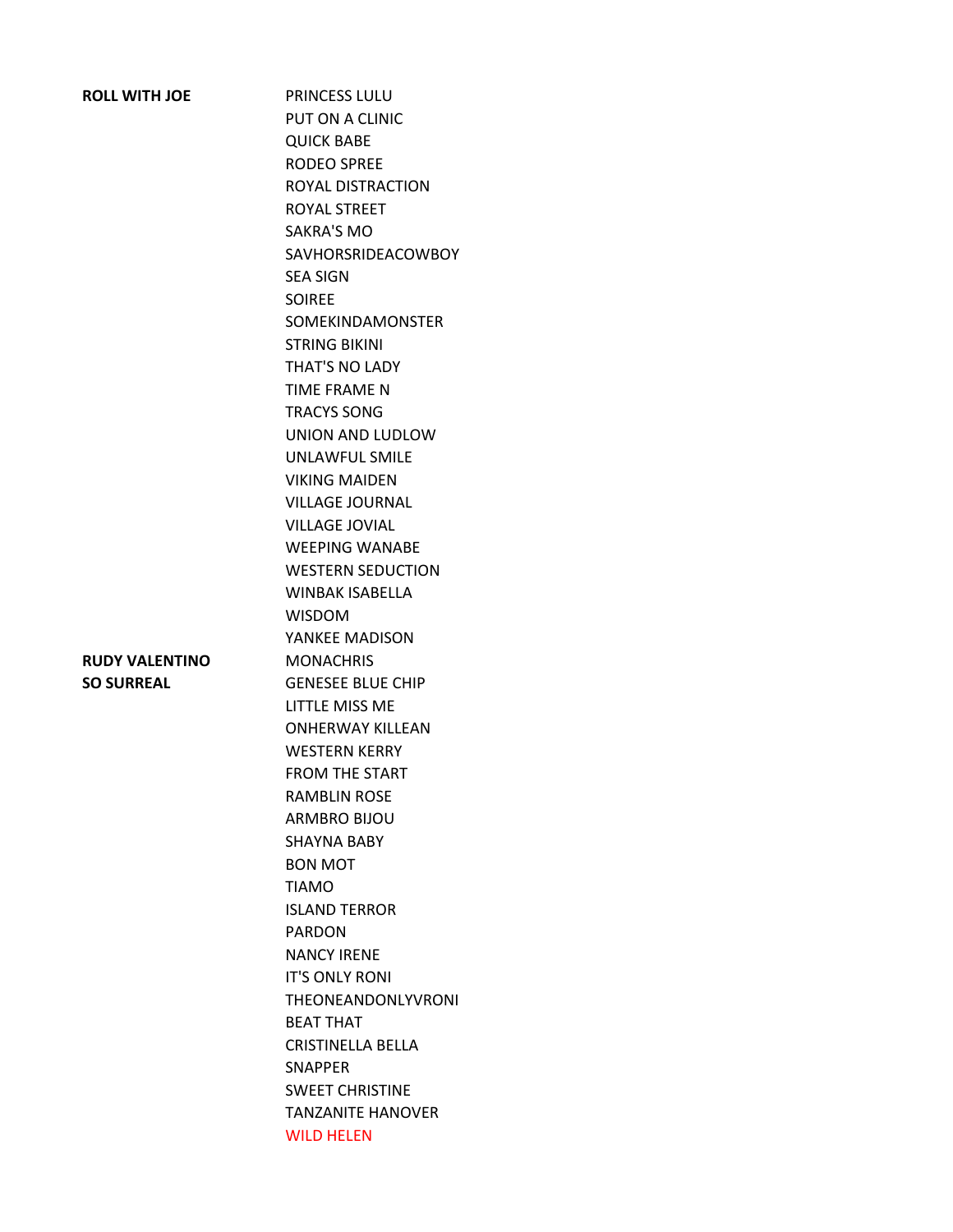| | |
|---|---|
| **ROLL WITH JOE** | PRINCESS LULU |
| | PUT ON A CLINIC |
| | QUICK BABE |
| | RODEO SPREE |
| | ROYAL DISTRACTION |
| | ROYAL STREET |
| | SAKRA'S MO |
| | SAVHORSRIDEACOWBOY |
| | SEA SIGN |
| | SOIREE |
| | SOMEKINDAMONSTER |
| | STRING BIKINI |
| | THAT'S NO LADY |
| | TIME FRAME N |
| | TRACYS SONG |
| | UNION AND LUDLOW |
| | UNLAWFUL SMILE |
| | VIKING MAIDEN |
| | VILLAGE JOURNAL |
| | VILLAGE JOVIAL |
| | WEEPING WANABE |
| | WESTERN SEDUCTION |
| | WINBAK ISABELLA |
| | WISDOM |
| | YANKEE MADISON |
| **RUDY VALENTINO** | MONACHRIS |
| **SO SURREAL** | GENESEE BLUE CHIP |
| | LITTLE MISS ME |
| | ONHERWAY KILLEAN |
| | WESTERN KERRY |
| | FROM THE START |
| | RAMBLIN ROSE |
| | ARMBRO BIJOU |
| | SHAYNA BABY |
| | BON MOT |
| | TIAMO |
| | ISLAND TERROR |
| | PARDON |
| | NANCY IRENE |
| | IT'S ONLY RONI |
| | THEONEANDONLYVRONI |
| | BEAT THAT |
| | CRISTINELLA BELLA |
| | SNAPPER |
| | SWEET CHRISTINE |
| | TANZANITE HANOVER |
| | WILD HELEN |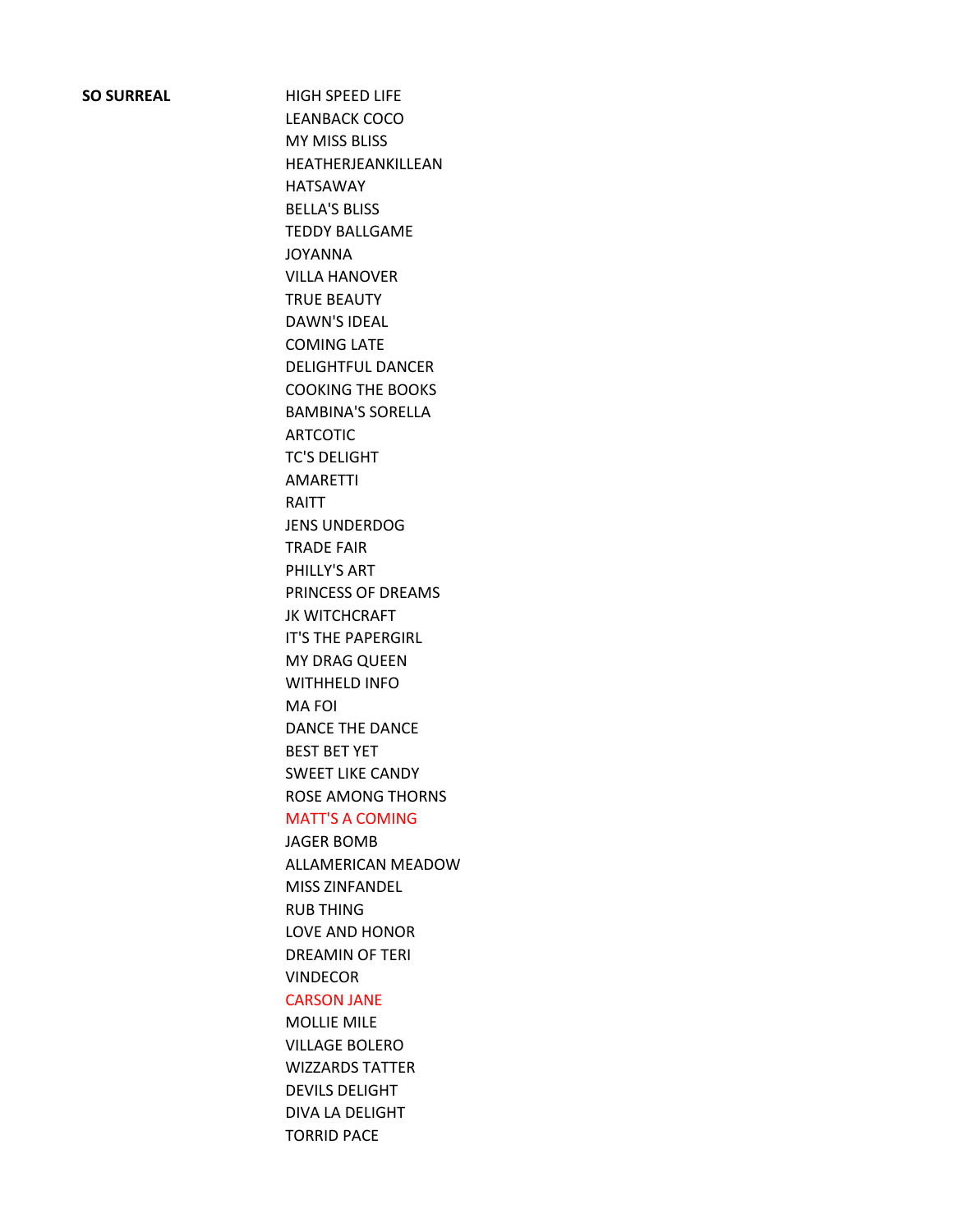**SO SURREAL**

HIGH SPEED LIFE
LEANBACK COCO
MY MISS BLISS
HEATHERJEANKILLEAN
HATSAWAY
BELLA'S BLISS
TEDDY BALLGAME
JOYANNA
VILLA HANOVER
TRUE BEAUTY
DAWN'S IDEAL
COMING LATE
DELIGHTFUL DANCER
COOKING THE BOOKS
BAMBINA'S SORELLA
ARTCOTIC
TC'S DELIGHT
AMARETTI
RAITT
JENS UNDERDOG
TRADE FAIR
PHILLY'S ART
PRINCESS OF DREAMS
JK WITCHCRAFT
IT'S THE PAPERGIRL
MY DRAG QUEEN
WITHHELD INFO
MA FOI
DANCE THE DANCE
BEST BET YET
SWEET LIKE CANDY
ROSE AMONG THORNS
MATT'S A COMING
JAGER BOMB
ALLAMERICAN MEADOW
MISS ZINFANDEL
RUB THING
LOVE AND HONOR
DREAMIN OF TERI
VINDECOR
CARSON JANE
MOLLIE MILE
VILLAGE BOLERO
WIZZARDS TATTER
DEVILS DELIGHT
DIVA LA DELIGHT
TORRID PACE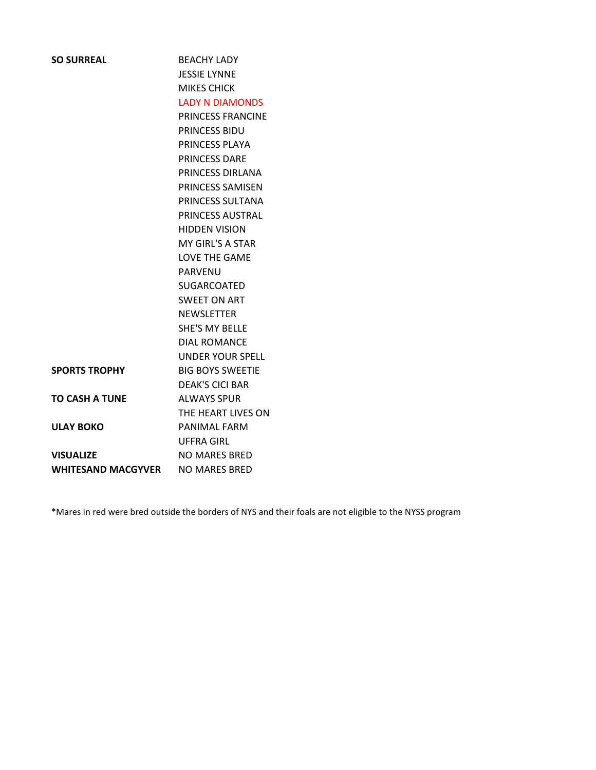| | |
|---|---|
| **SO SURREAL** | BEACHY LADY |
| | JESSIE LYNNE |
| | MIKES CHICK |
| | LADY N DIAMONDS |
| | PRINCESS FRANCINE |
| | PRINCESS BIDU |
| | PRINCESS PLAYA |
| | PRINCESS DARE |
| | PRINCESS DIRLANA |
| | PRINCESS SAMISEN |
| | PRINCESS SULTANA |
| | PRINCESS AUSTRAL |
| | HIDDEN VISION |
| | MY GIRL'S A STAR |
| | LOVE THE GAME |
| | PARVENU |
| | SUGARCOATED |
| | SWEET ON ART |
| | NEWSLETTER |
| | SHE'S MY BELLE |
| | DIAL ROMANCE |
| | UNDER YOUR SPELL |
| **SPORTS TROPHY** | BIG BOYS SWEETIE |
| | DEAK'S CICI BAR |
| **TO CASH A TUNE** | ALWAYS SPUR |
| | THE HEART LIVES ON |
| **ULAY BOKO** | PANIMAL FARM |
| | UFFRA GIRL |
| **VISUALIZE** | NO MARES BRED |
| **WHITESAND MACGYVER** | NO MARES BRED |

*Mares in red were bred outside the borders of NYS and their foals are not eligible to the NYSS program